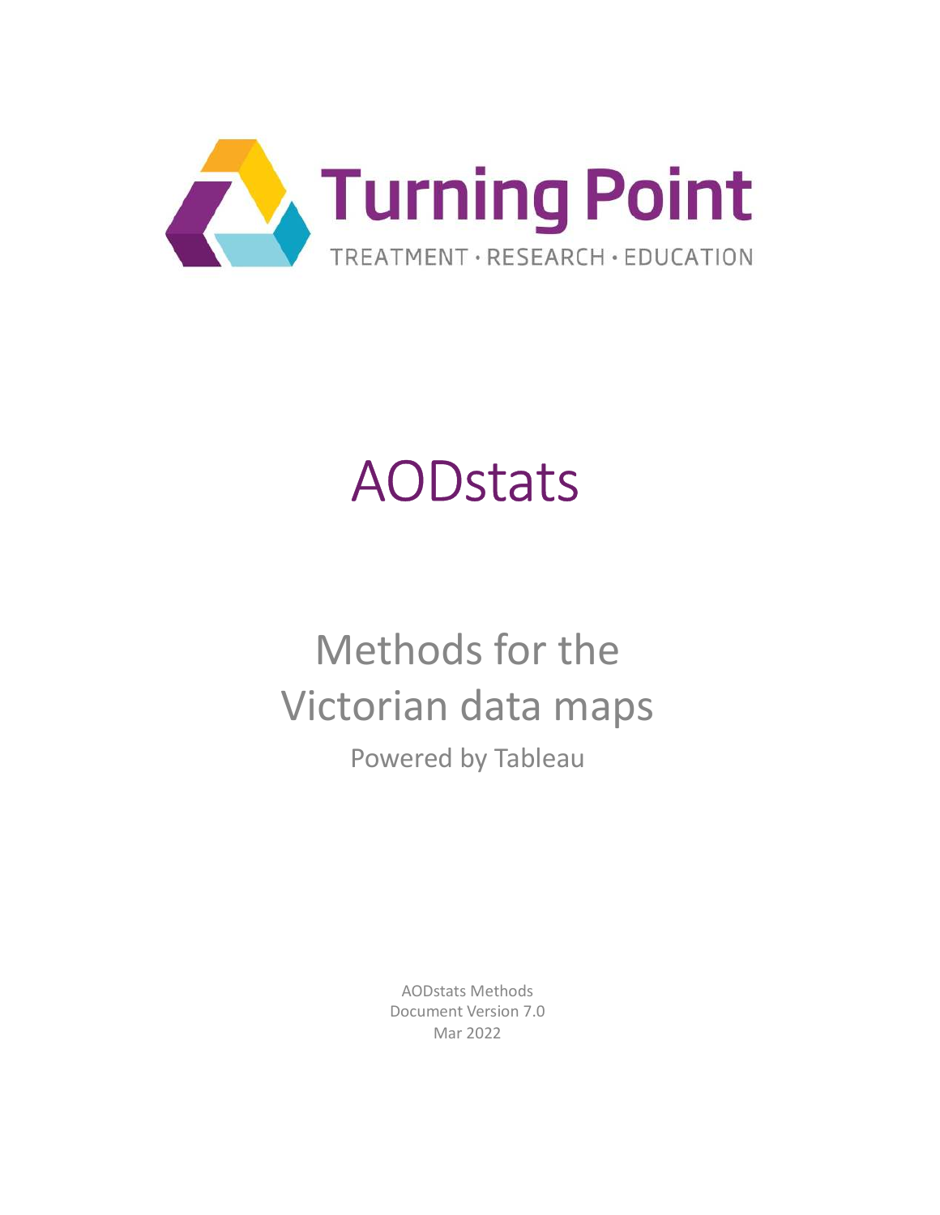Turning Point

TREATMENT · RESEARCH · EDUCATION

# AODstats

## Methods for the Victorian data maps

Powered by Tableau

AODstats Methods
Document Version 7.0
Mar 2022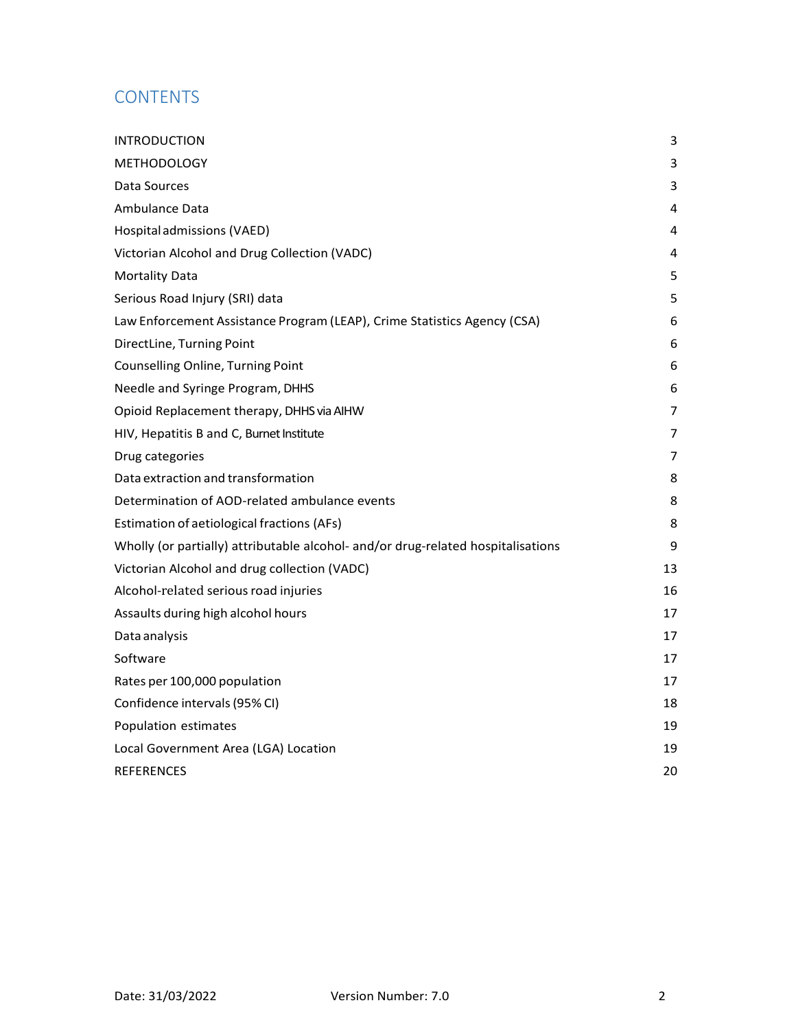## CONTENTS

| | |
|---|---|
| INTRODUCTION | 3 |
| METHODOLOGY | 3 |
| Data Sources | 3 |
| Ambulance Data | 4 |
| Hospital admissions (VAED) | 4 |
| Victorian Alcohol and Drug Collection (VADC) | 4 |
| Mortality Data | 5 |
| Serious Road Injury (SRI) data | 5 |
| Law Enforcement Assistance Program (LEAP), Crime Statistics Agency (CSA) | 6 |
| DirectLine, Turning Point | 6 |
| Counselling Online, Turning Point | 6 |
| Needle and Syringe Program, DHHS | 6 |
| Opioid Replacement therapy, DHHS via AIHW | 7 |
| HIV, Hepatitis B and C, Burnet Institute | 7 |
| Drug categories | 7 |
| Data extraction and transformation | 8 |
| Determination of AOD-related ambulance events | 8 |
| Estimation of aetiological fractions (AFs) | 8 |
| Wholly (or partially) attributable alcohol- and/or drug-related hospitalisations | 9 |
| Victorian Alcohol and drug collection (VADC) | 13 |
| Alcohol-related serious road injuries | 16 |
| Assaults during high alcohol hours | 17 |
| Data analysis | 17 |
| Software | 17 |
| Rates per 100,000 population | 17 |
| Confidence intervals (95% CI) | 18 |
| Population estimates | 19 |
| Local Government Area (LGA) Location | 19 |
| REFERENCES | 20 |

Date: 31/03/2022 Version Number: 7.0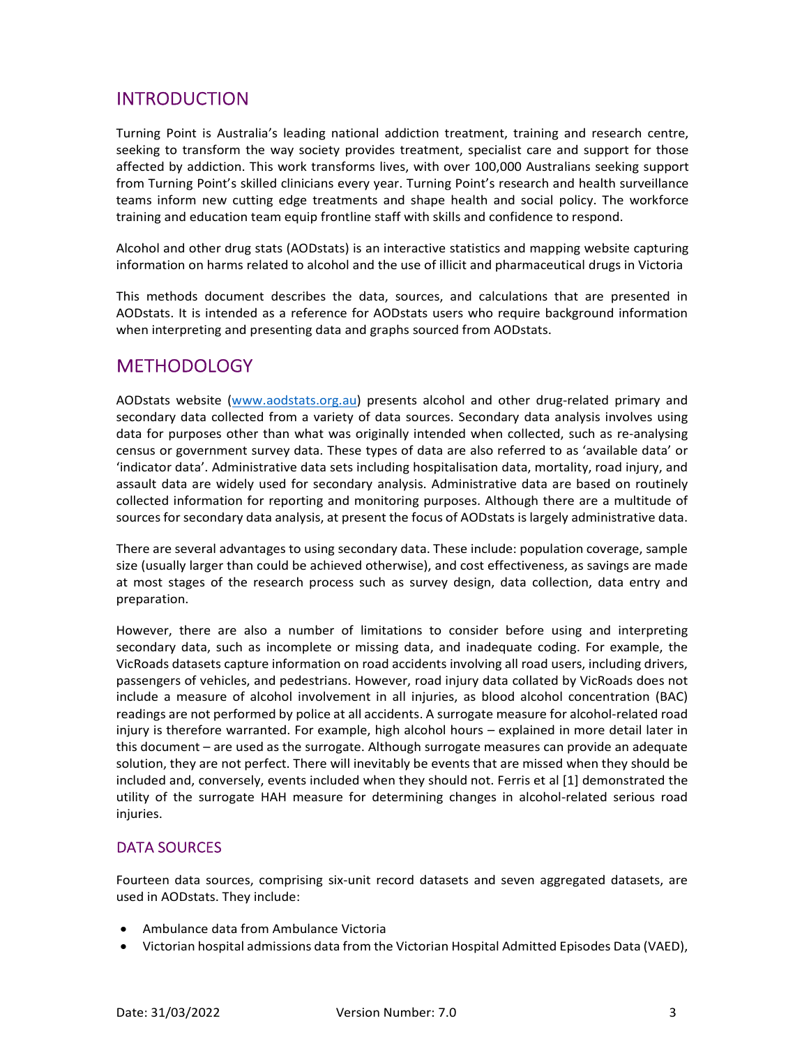## INTRODUCTION

Turning Point is Australia's leading national addiction treatment, training and research centre, seeking to transform the way society provides treatment, specialist care and support for those affected by addiction. This work transforms lives, with over 100,000 Australians seeking support from Turning Point's skilled clinicians every year. Turning Point's research and health surveillance teams inform new cutting edge treatments and shape health and social policy. The workforce training and education team equip frontline staff with skills and confidence to respond.

Alcohol and other drug stats (AODstats) is an interactive statistics and mapping website capturing information on harms related to alcohol and the use of illicit and pharmaceutical drugs in Victoria

This methods document describes the data, sources, and calculations that are presented in AODstats. It is intended as a reference for AODstats users who require background information when interpreting and presenting data and graphs sourced from AODstats.

## METHODOLOGY

AODstats website ([www.aodstats.org.au](http://www.aodstats.org.au)) presents alcohol and other drug-related primary and secondary data collected from a variety of data sources. Secondary data analysis involves using data for purposes other than what was originally intended when collected, such as re-analysing census or government survey data. These types of data are also referred to as 'available data' or 'indicator data'. Administrative data sets including hospitalisation data, mortality, road injury, and assault data are widely used for secondary analysis. Administrative data are based on routinely collected information for reporting and monitoring purposes. Although there are a multitude of sources for secondary data analysis, at present the focus of AODstats is largely administrative data.

There are several advantages to using secondary data. These include: population coverage, sample size (usually larger than could be achieved otherwise), and cost effectiveness, as savings are made at most stages of the research process such as survey design, data collection, data entry and preparation.

However, there are also a number of limitations to consider before using and interpreting secondary data, such as incomplete or missing data, and inadequate coding. For example, the VicRoads datasets capture information on road accidents involving all road users, including drivers, passengers of vehicles, and pedestrians. However, road injury data collated by VicRoads does not include a measure of alcohol involvement in all injuries, as blood alcohol concentration (BAC) readings are not performed by police at all accidents. A surrogate measure for alcohol-related road injury is therefore warranted. For example, high alcohol hours – explained in more detail later in this document – are used as the surrogate. Although surrogate measures can provide an adequate solution, they are not perfect. There will inevitably be events that are missed when they should be included and, conversely, events included when they should not. Ferris et al [1] demonstrated the utility of the surrogate HAH measure for determining changes in alcohol-related serious road injuries.

### DATA SOURCES

Fourteen data sources, comprising six-unit record datasets and seven aggregated datasets, are used in AODstats. They include:

- Ambulance data from Ambulance Victoria
- Victorian hospital admissions data from the Victorian Hospital Admitted Episodes Data (VAED),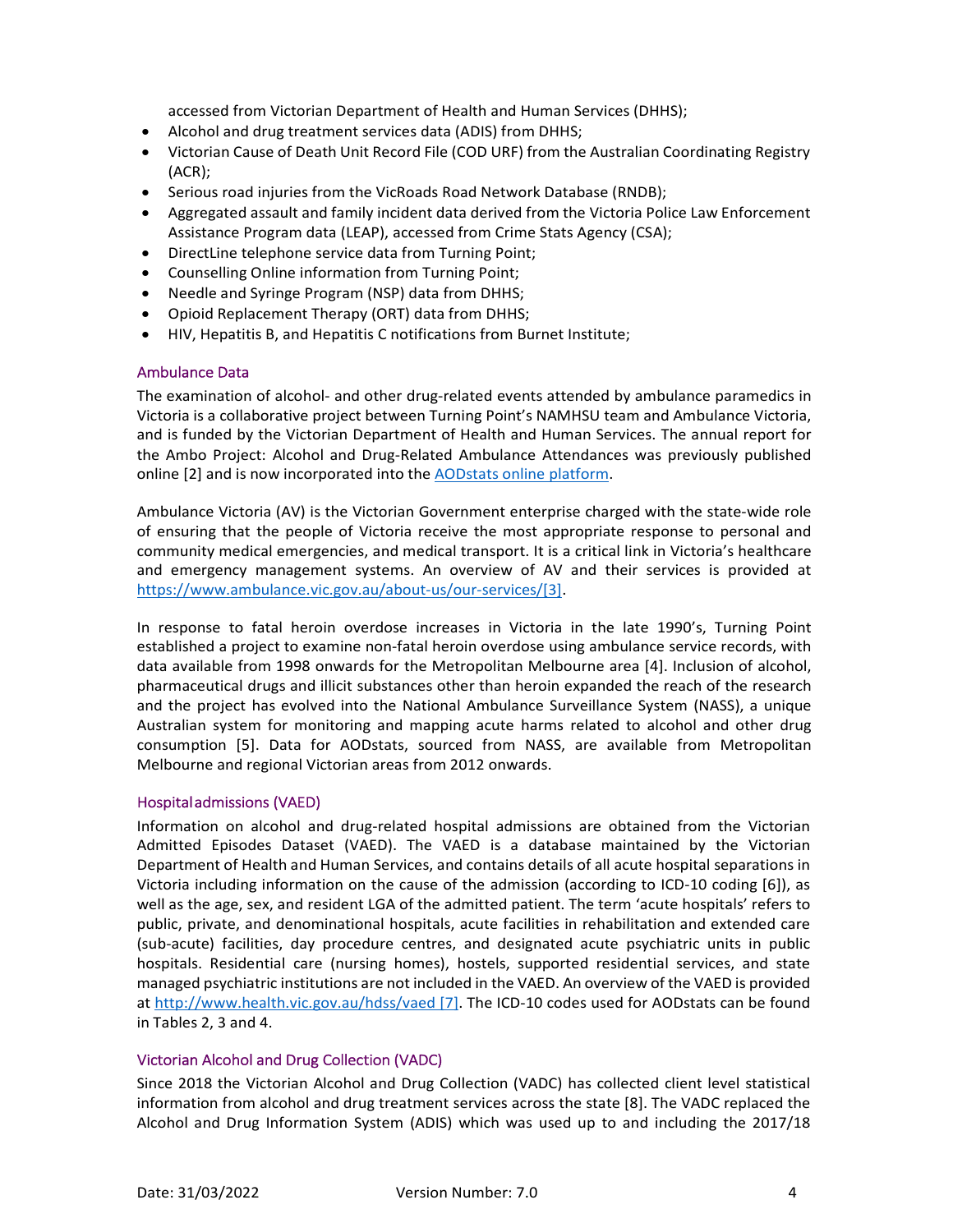accessed from Victorian Department of Health and Human Services (DHHS);

- Alcohol and drug treatment services data (ADIS) from DHHS;
- Victorian Cause of Death Unit Record File (COD URF) from the Australian Coordinating Registry (ACR);
- Serious road injuries from the VicRoads Road Network Database (RNDB);
- Aggregated assault and family incident data derived from the Victoria Police Law Enforcement Assistance Program data (LEAP), accessed from Crime Stats Agency (CSA);
- DirectLine telephone service data from Turning Point;
- Counselling Online information from Turning Point;
- Needle and Syringe Program (NSP) data from DHHS;
- Opioid Replacement Therapy (ORT) data from DHHS;
- HIV, Hepatitis B, and Hepatitis C notifications from Burnet Institute;

### Ambulance Data

The examination of alcohol- and other drug-related events attended by ambulance paramedics in Victoria is a collaborative project between Turning Point's NAMHSU team and Ambulance Victoria, and is funded by the Victorian Department of Health and Human Services. The annual report for the Ambo Project: Alcohol and Drug-Related Ambulance Attendances was previously published online [2] and is now incorporated into the AODstats online platform.

Ambulance Victoria (AV) is the Victorian Government enterprise charged with the state-wide role of ensuring that the people of Victoria receive the most appropriate response to personal and community medical emergencies, and medical transport. It is a critical link in Victoria's healthcare and emergency management systems. An overview of AV and their services is provided at https://www.ambulance.vic.gov.au/about-us/our-services/[3].

In response to fatal heroin overdose increases in Victoria in the late 1990's, Turning Point established a project to examine non-fatal heroin overdose using ambulance service records, with data available from 1998 onwards for the Metropolitan Melbourne area [4]. Inclusion of alcohol, pharmaceutical drugs and illicit substances other than heroin expanded the reach of the research and the project has evolved into the National Ambulance Surveillance System (NASS), a unique Australian system for monitoring and mapping acute harms related to alcohol and other drug consumption [5]. Data for AODstats, sourced from NASS, are available from Metropolitan Melbourne and regional Victorian areas from 2012 onwards.

### Hospital admissions (VAED)

Information on alcohol and drug-related hospital admissions are obtained from the Victorian Admitted Episodes Dataset (VAED). The VAED is a database maintained by the Victorian Department of Health and Human Services, and contains details of all acute hospital separations in Victoria including information on the cause of the admission (according to ICD-10 coding [6]), as well as the age, sex, and resident LGA of the admitted patient. The term 'acute hospitals' refers to public, private, and denominational hospitals, acute facilities in rehabilitation and extended care (sub-acute) facilities, day procedure centres, and designated acute psychiatric units in public hospitals. Residential care (nursing homes), hostels, supported residential services, and state managed psychiatric institutions are not included in the VAED. An overview of the VAED is provided at http://www.health.vic.gov.au/hdss/vaed [7]. The ICD-10 codes used for AODstats can be found in Tables 2, 3 and 4.

### Victorian Alcohol and Drug Collection (VADC)

Since 2018 the Victorian Alcohol and Drug Collection (VADC) has collected client level statistical information from alcohol and drug treatment services across the state [8]. The VADC replaced the Alcohol and Drug Information System (ADIS) which was used up to and including the 2017/18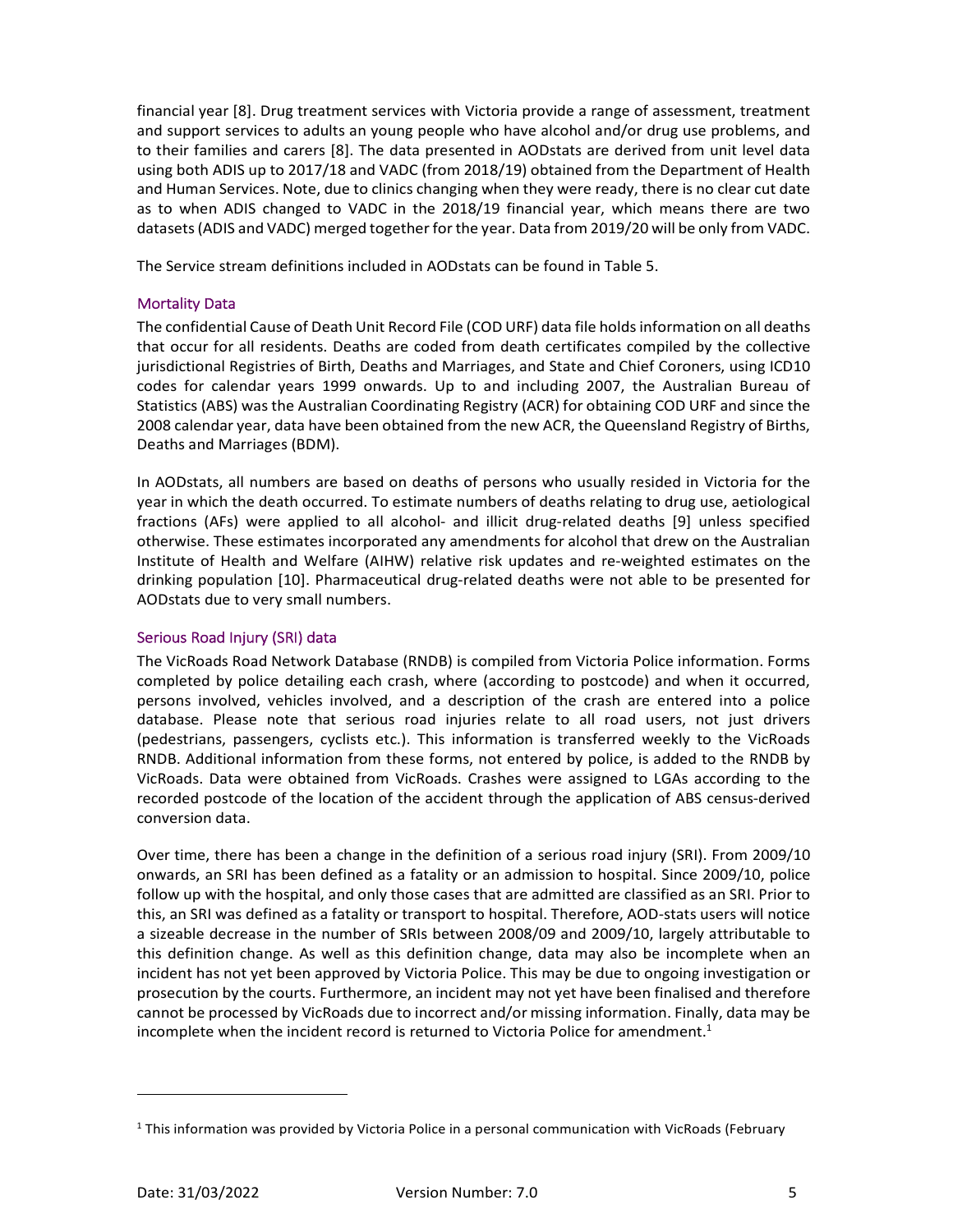financial year [8]. Drug treatment services with Victoria provide a range of assessment, treatment and support services to adults an young people who have alcohol and/or drug use problems, and to their families and carers [8]. The data presented in AODstats are derived from unit level data using both ADIS up to 2017/18 and VADC (from 2018/19) obtained from the Department of Health and Human Services. Note, due to clinics changing when they were ready, there is no clear cut date as to when ADIS changed to VADC in the 2018/19 financial year, which means there are two datasets (ADIS and VADC) merged together for the year. Data from 2019/20 will be only from VADC.

The Service stream definitions included in AODstats can be found in Table 5.

### Mortality Data

The confidential Cause of Death Unit Record File (COD URF) data file holds information on all deaths that occur for all residents. Deaths are coded from death certificates compiled by the collective jurisdictional Registries of Birth, Deaths and Marriages, and State and Chief Coroners, using ICD10 codes for calendar years 1999 onwards. Up to and including 2007, the Australian Bureau of Statistics (ABS) was the Australian Coordinating Registry (ACR) for obtaining COD URF and since the 2008 calendar year, data have been obtained from the new ACR, the Queensland Registry of Births, Deaths and Marriages (BDM).

In AODstats, all numbers are based on deaths of persons who usually resided in Victoria for the year in which the death occurred. To estimate numbers of deaths relating to drug use, aetiological fractions (AFs) were applied to all alcohol- and illicit drug-related deaths [9] unless specified otherwise. These estimates incorporated any amendments for alcohol that drew on the Australian Institute of Health and Welfare (AIHW) relative risk updates and re-weighted estimates on the drinking population [10]. Pharmaceutical drug-related deaths were not able to be presented for AODstats due to very small numbers.

### Serious Road Injury (SRI) data

The VicRoads Road Network Database (RNDB) is compiled from Victoria Police information. Forms completed by police detailing each crash, where (according to postcode) and when it occurred, persons involved, vehicles involved, and a description of the crash are entered into a police database. Please note that serious road injuries relate to all road users, not just drivers (pedestrians, passengers, cyclists etc.). This information is transferred weekly to the VicRoads RNDB. Additional information from these forms, not entered by police, is added to the RNDB by VicRoads. Data were obtained from VicRoads. Crashes were assigned to LGAs according to the recorded postcode of the location of the accident through the application of ABS census-derived conversion data.

Over time, there has been a change in the definition of a serious road injury (SRI). From 2009/10 onwards, an SRI has been defined as a fatality or an admission to hospital. Since 2009/10, police follow up with the hospital, and only those cases that are admitted are classified as an SRI. Prior to this, an SRI was defined as a fatality or transport to hospital. Therefore, AOD-stats users will notice a sizeable decrease in the number of SRIs between 2008/09 and 2009/10, largely attributable to this definition change. As well as this definition change, data may also be incomplete when an incident has not yet been approved by Victoria Police. This may be due to ongoing investigation or prosecution by the courts. Furthermore, an incident may not yet have been finalised and therefore cannot be processed by VicRoads due to incorrect and/or missing information. Finally, data may be incomplete when the incident record is returned to Victoria Police for amendment.[1]

---

[1] This information was provided by Victoria Police in a personal communication with VicRoads (February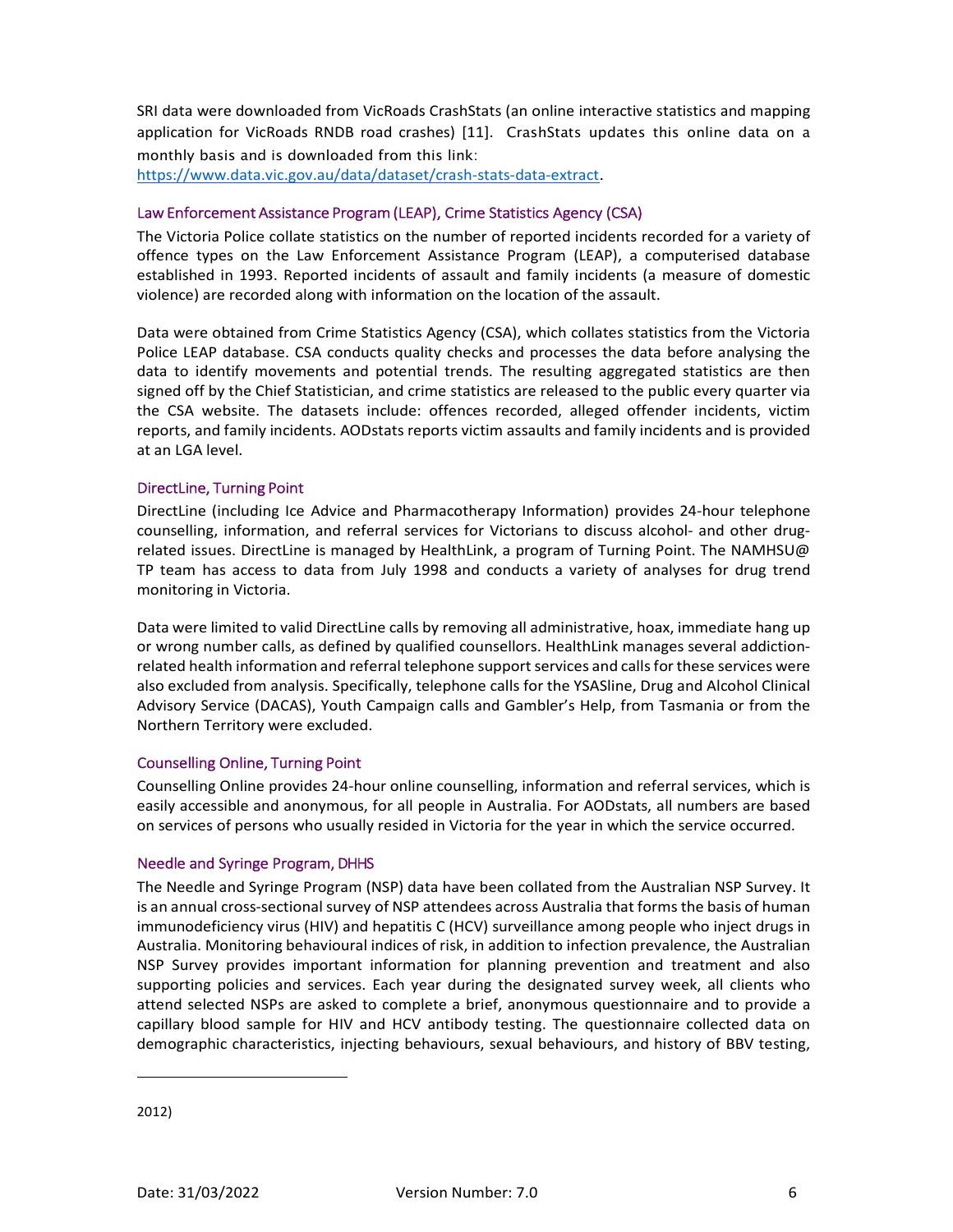SRI data were downloaded from VicRoads CrashStats (an online interactive statistics and mapping application for VicRoads RNDB road crashes) [11]. CrashStats updates this online data on a monthly basis and is downloaded from this link: https://www.data.vic.gov.au/data/dataset/crash-stats-data-extract.

### Law Enforcement Assistance Program (LEAP), Crime Statistics Agency (CSA)

The Victoria Police collate statistics on the number of reported incidents recorded for a variety of offence types on the Law Enforcement Assistance Program (LEAP), a computerised database established in 1993. Reported incidents of assault and family incidents (a measure of domestic violence) are recorded along with information on the location of the assault.

Data were obtained from Crime Statistics Agency (CSA), which collates statistics from the Victoria Police LEAP database. CSA conducts quality checks and processes the data before analysing the data to identify movements and potential trends. The resulting aggregated statistics are then signed off by the Chief Statistician, and crime statistics are released to the public every quarter via the CSA website. The datasets include: offences recorded, alleged offender incidents, victim reports, and family incidents. AODstats reports victim assaults and family incidents and is provided at an LGA level.

### DirectLine, Turning Point

DirectLine (including Ice Advice and Pharmacotherapy Information) provides 24-hour telephone counselling, information, and referral services for Victorians to discuss alcohol- and other drug-related issues. DirectLine is managed by HealthLink, a program of Turning Point. The NAMHSU@ TP team has access to data from July 1998 and conducts a variety of analyses for drug trend monitoring in Victoria.

Data were limited to valid DirectLine calls by removing all administrative, hoax, immediate hang up or wrong number calls, as defined by qualified counsellors. HealthLink manages several addiction-related health information and referral telephone support services and calls for these services were also excluded from analysis. Specifically, telephone calls for the YSASline, Drug and Alcohol Clinical Advisory Service (DACAS), Youth Campaign calls and Gambler's Help, from Tasmania or from the Northern Territory were excluded.

### Counselling Online, Turning Point

Counselling Online provides 24-hour online counselling, information and referral services, which is easily accessible and anonymous, for all people in Australia. For AODstats, all numbers are based on services of persons who usually resided in Victoria for the year in which the service occurred.

### Needle and Syringe Program, DHHS

The Needle and Syringe Program (NSP) data have been collated from the Australian NSP Survey. It is an annual cross-sectional survey of NSP attendees across Australia that forms the basis of human immunodeficiency virus (HIV) and hepatitis C (HCV) surveillance among people who inject drugs in Australia. Monitoring behavioural indices of risk, in addition to infection prevalence, the Australian NSP Survey provides important information for planning prevention and treatment and also supporting policies and services. Each year during the designated survey week, all clients who attend selected NSPs are asked to complete a brief, anonymous questionnaire and to provide a capillary blood sample for HIV and HCV antibody testing. The questionnaire collected data on demographic characteristics, injecting behaviours, sexual behaviours, and history of BBV testing,

---

2012)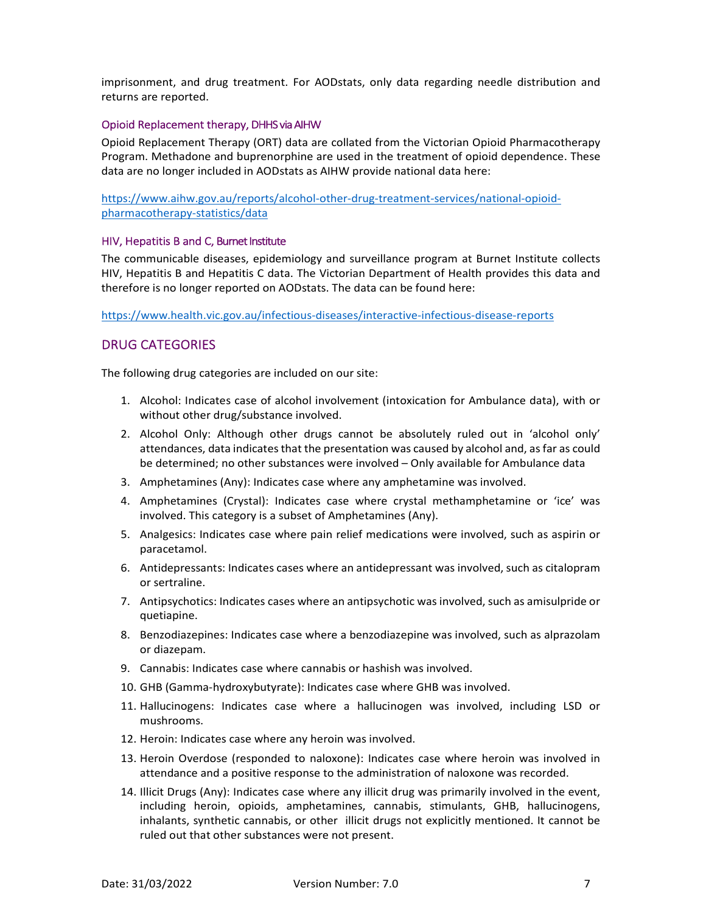imprisonment, and drug treatment. For AODstats, only data regarding needle distribution and returns are reported.

### Opioid Replacement therapy, DHHS via AIHW

Opioid Replacement Therapy (ORT) data are collated from the Victorian Opioid Pharmacotherapy Program. Methadone and buprenorphine are used in the treatment of opioid dependence. These data are no longer included in AODstats as AIHW provide national data here:

https://www.aihw.gov.au/reports/alcohol-other-drug-treatment-services/national-opioid-pharmacotherapy-statistics/data

### HIV, Hepatitis B and C, Burnet Institute

The communicable diseases, epidemiology and surveillance program at Burnet Institute collects HIV, Hepatitis B and Hepatitis C data. The Victorian Department of Health provides this data and therefore is no longer reported on AODstats. The data can be found here:

https://www.health.vic.gov.au/infectious-diseases/interactive-infectious-disease-reports

## DRUG CATEGORIES

The following drug categories are included on our site:

1. Alcohol: Indicates case of alcohol involvement (intoxication for Ambulance data), with or without other drug/substance involved.
2. Alcohol Only: Although other drugs cannot be absolutely ruled out in 'alcohol only' attendances, data indicates that the presentation was caused by alcohol and, as far as could be determined; no other substances were involved – Only available for Ambulance data
3. Amphetamines (Any): Indicates case where any amphetamine was involved.
4. Amphetamines (Crystal): Indicates case where crystal methamphetamine or 'ice' was involved. This category is a subset of Amphetamines (Any).
5. Analgesics: Indicates case where pain relief medications were involved, such as aspirin or paracetamol.
6. Antidepressants: Indicates cases where an antidepressant was involved, such as citalopram or sertraline.
7. Antipsychotics: Indicates cases where an antipsychotic was involved, such as amisulpride or quetiapine.
8. Benzodiazepines: Indicates case where a benzodiazepine was involved, such as alprazolam or diazepam.
9. Cannabis: Indicates case where cannabis or hashish was involved.
10. GHB (Gamma-hydroxybutyrate): Indicates case where GHB was involved.
11. Hallucinogens: Indicates case where a hallucinogen was involved, including LSD or mushrooms.
12. Heroin: Indicates case where any heroin was involved.
13. Heroin Overdose (responded to naloxone): Indicates case where heroin was involved in attendance and a positive response to the administration of naloxone was recorded.
14. Illicit Drugs (Any): Indicates case where any illicit drug was primarily involved in the event, including heroin, opioids, amphetamines, cannabis, stimulants, GHB, hallucinogens, inhalants, synthetic cannabis, or other illicit drugs not explicitly mentioned. It cannot be ruled out that other substances were not present.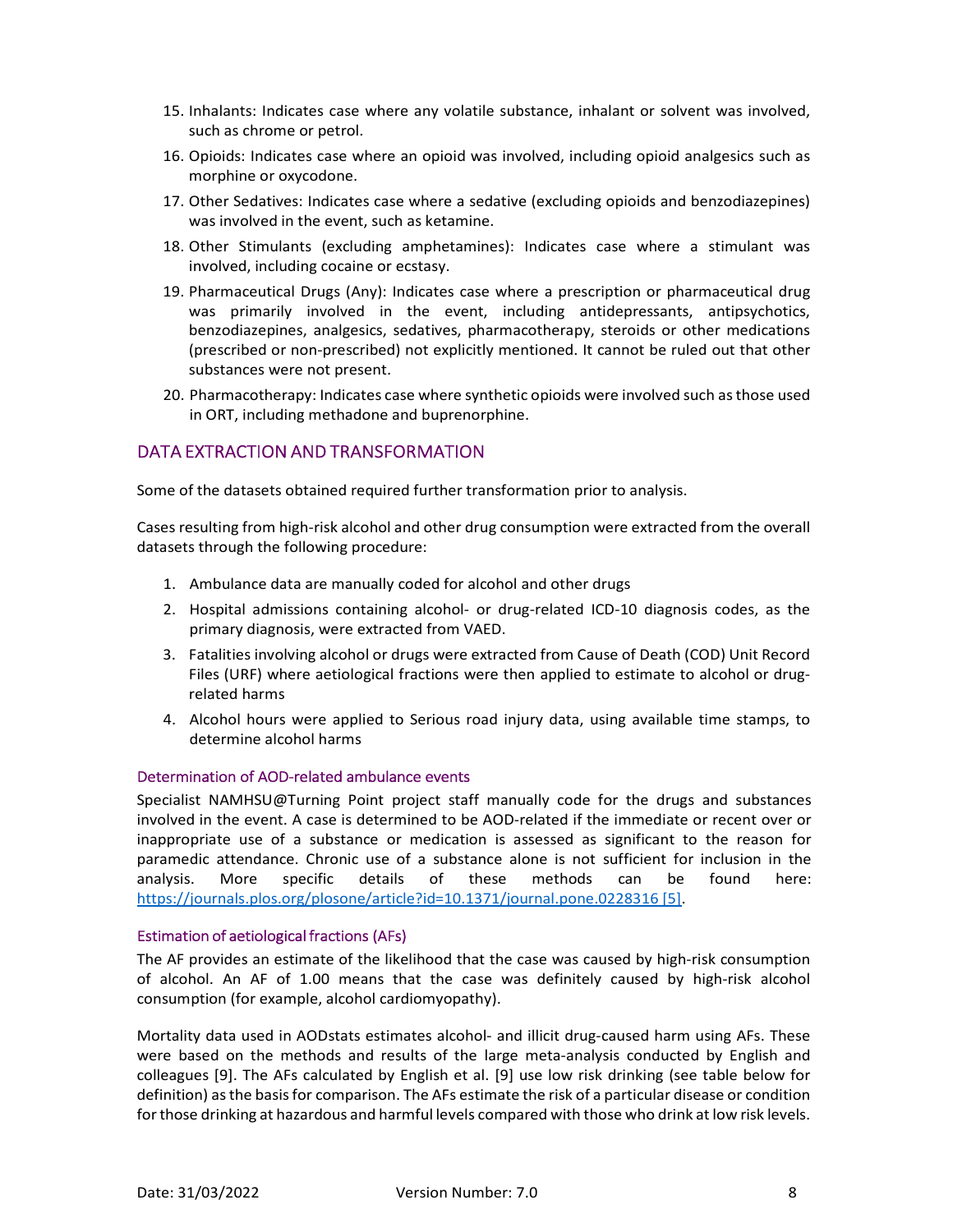15. Inhalants: Indicates case where any volatile substance, inhalant or solvent was involved, such as chrome or petrol.
16. Opioids: Indicates case where an opioid was involved, including opioid analgesics such as morphine or oxycodone.
17. Other Sedatives: Indicates case where a sedative (excluding opioids and benzodiazepines) was involved in the event, such as ketamine.
18. Other Stimulants (excluding amphetamines): Indicates case where a stimulant was involved, including cocaine or ecstasy.
19. Pharmaceutical Drugs (Any): Indicates case where a prescription or pharmaceutical drug was primarily involved in the event, including antidepressants, antipsychotics, benzodiazepines, analgesics, sedatives, pharmacotherapy, steroids or other medications (prescribed or non-prescribed) not explicitly mentioned. It cannot be ruled out that other substances were not present.
20. Pharmacotherapy: Indicates case where synthetic opioids were involved such as those used in ORT, including methadone and buprenorphine.

## DATA EXTRACTION AND TRANSFORMATION

Some of the datasets obtained required further transformation prior to analysis.

Cases resulting from high-risk alcohol and other drug consumption were extracted from the overall datasets through the following procedure:

1. Ambulance data are manually coded for alcohol and other drugs
2. Hospital admissions containing alcohol- or drug-related ICD-10 diagnosis codes, as the primary diagnosis, were extracted from VAED.
3. Fatalities involving alcohol or drugs were extracted from Cause of Death (COD) Unit Record Files (URF) where aetiological fractions were then applied to estimate to alcohol or drug-related harms
4. Alcohol hours were applied to Serious road injury data, using available time stamps, to determine alcohol harms

### Determination of AOD-related ambulance events

Specialist NAMHSU@Turning Point project staff manually code for the drugs and substances involved in the event. A case is determined to be AOD-related if the immediate or recent over or inappropriate use of a substance or medication is assessed as significant to the reason for paramedic attendance. Chronic use of a substance alone is not sufficient for inclusion in the analysis. More specific details of these methods can be found here: https://journals.plos.org/plosone/article?id=10.1371/journal.pone.0228316 [5].

### Estimation of aetiological fractions (AFs)

The AF provides an estimate of the likelihood that the case was caused by high-risk consumption of alcohol. An AF of 1.00 means that the case was definitely caused by high-risk alcohol consumption (for example, alcohol cardiomyopathy).

Mortality data used in AODstats estimates alcohol- and illicit drug-caused harm using AFs. These were based on the methods and results of the large meta-analysis conducted by English and colleagues [9]. The AFs calculated by English et al. [9] use low risk drinking (see table below for definition) as the basis for comparison. The AFs estimate the risk of a particular disease or condition for those drinking at hazardous and harmful levels compared with those who drink at low risk levels.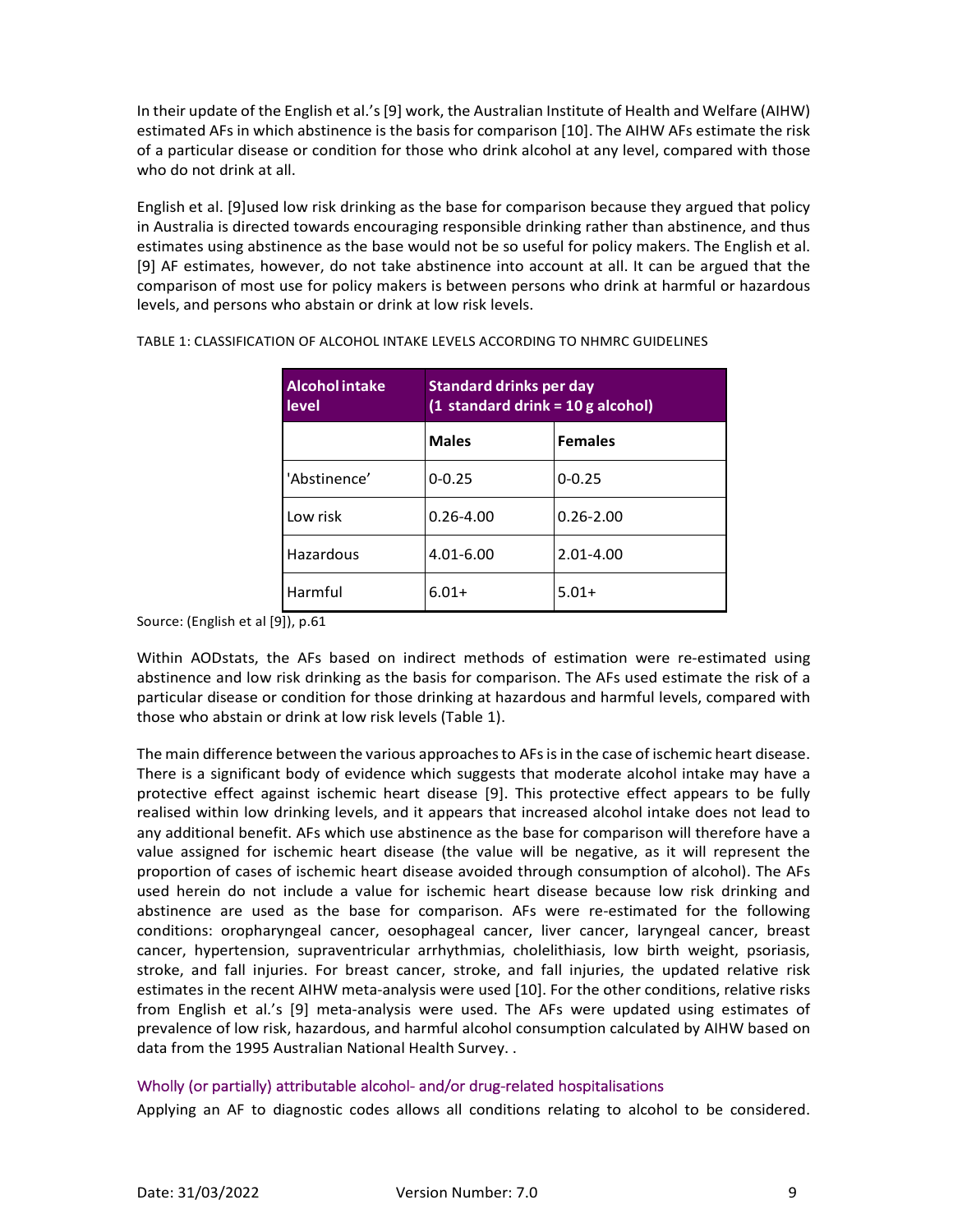In their update of the English et al.'s [9] work, the Australian Institute of Health and Welfare (AIHW) estimated AFs in which abstinence is the basis for comparison [10]. The AIHW AFs estimate the risk of a particular disease or condition for those who drink alcohol at any level, compared with those who do not drink at all.

English et al. [9]used low risk drinking as the base for comparison because they argued that policy in Australia is directed towards encouraging responsible drinking rather than abstinence, and thus estimates using abstinence as the base would not be so useful for policy makers. The English et al. [9] AF estimates, however, do not take abstinence into account at all. It can be argued that the comparison of most use for policy makers is between persons who drink at harmful or hazardous levels, and persons who abstain or drink at low risk levels.

TABLE 1: CLASSIFICATION OF ALCOHOL INTAKE LEVELS ACCORDING TO NHMRC GUIDELINES

| Alcohol intake level | Standard drinks per day (1 standard drink = 10 g alcohol) | |
|---|---|---|
| | **Males** | **Females** |
| 'Abstinence' | 0-0.25 | 0-0.25 |
| Low risk | 0.26-4.00 | 0.26-2.00 |
| Hazardous | 4.01-6.00 | 2.01-4.00 |
| Harmful | 6.01+ | 5.01+ |

Source: (English et al [9]), p.61

Within AODstats, the AFs based on indirect methods of estimation were re-estimated using abstinence and low risk drinking as the basis for comparison. The AFs used estimate the risk of a particular disease or condition for those drinking at hazardous and harmful levels, compared with those who abstain or drink at low risk levels (Table 1).

The main difference between the various approaches to AFs is in the case of ischemic heart disease. There is a significant body of evidence which suggests that moderate alcohol intake may have a protective effect against ischemic heart disease [9]. This protective effect appears to be fully realised within low drinking levels, and it appears that increased alcohol intake does not lead to any additional benefit. AFs which use abstinence as the base for comparison will therefore have a value assigned for ischemic heart disease (the value will be negative, as it will represent the proportion of cases of ischemic heart disease avoided through consumption of alcohol). The AFs used herein do not include a value for ischemic heart disease because low risk drinking and abstinence are used as the base for comparison. AFs were re-estimated for the following conditions: oropharyngeal cancer, oesophageal cancer, liver cancer, laryngeal cancer, breast cancer, hypertension, supraventricular arrhythmias, cholelithiasis, low birth weight, psoriasis, stroke, and fall injuries. For breast cancer, stroke, and fall injuries, the updated relative risk estimates in the recent AIHW meta-analysis were used [10]. For the other conditions, relative risks from English et al.'s [9] meta-analysis were used. The AFs were updated using estimates of prevalence of low risk, hazardous, and harmful alcohol consumption calculated by AIHW based on data from the 1995 Australian National Health Survey. .

### Wholly (or partially) attributable alcohol- and/or drug-related hospitalisations

Applying an AF to diagnostic codes allows all conditions relating to alcohol to be considered.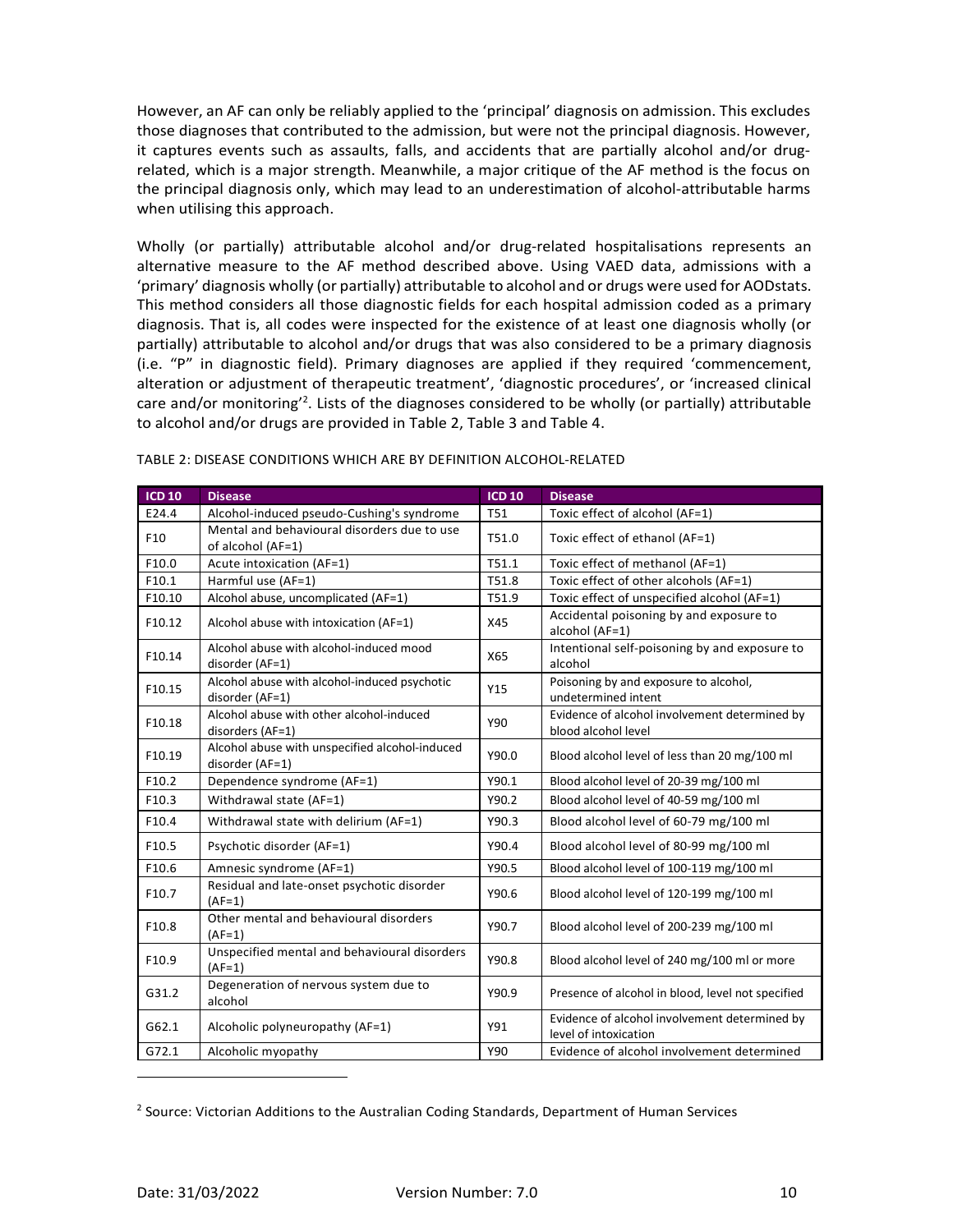However, an AF can only be reliably applied to the 'principal' diagnosis on admission. This excludes those diagnoses that contributed to the admission, but were not the principal diagnosis. However, it captures events such as assaults, falls, and accidents that are partially alcohol and/or drug-related, which is a major strength. Meanwhile, a major critique of the AF method is the focus on the principal diagnosis only, which may lead to an underestimation of alcohol-attributable harms when utilising this approach.

Wholly (or partially) attributable alcohol and/or drug-related hospitalisations represents an alternative measure to the AF method described above. Using VAED data, admissions with a 'primary' diagnosis wholly (or partially) attributable to alcohol and or drugs were used for AODstats. This method considers all those diagnostic fields for each hospital admission coded as a primary diagnosis. That is, all codes were inspected for the existence of at least one diagnosis wholly (or partially) attributable to alcohol and/or drugs that was also considered to be a primary diagnosis (i.e. "P" in diagnostic field). Primary diagnoses are applied if they required 'commencement, alteration or adjustment of therapeutic treatment', 'diagnostic procedures', or 'increased clinical care and/or monitoring'[2]. Lists of the diagnoses considered to be wholly (or partially) attributable to alcohol and/or drugs are provided in Table 2, Table 3 and Table 4.

TABLE 2: DISEASE CONDITIONS WHICH ARE BY DEFINITION ALCOHOL-RELATED

| ICD 10 | Disease | ICD 10 | Disease |
|---|---|---|---|
| E24.4 | Alcohol-induced pseudo-Cushing's syndrome | T51 | Toxic effect of alcohol (AF=1) |
| F10 | Mental and behavioural disorders due to use of alcohol (AF=1) | T51.0 | Toxic effect of ethanol (AF=1) |
| F10.0 | Acute intoxication (AF=1) | T51.1 | Toxic effect of methanol (AF=1) |
| F10.1 | Harmful use (AF=1) | T51.8 | Toxic effect of other alcohols (AF=1) |
| F10.10 | Alcohol abuse, uncomplicated (AF=1) | T51.9 | Toxic effect of unspecified alcohol (AF=1) |
| F10.12 | Alcohol abuse with intoxication (AF=1) | X45 | Accidental poisoning by and exposure to alcohol (AF=1) |
| F10.14 | Alcohol abuse with alcohol-induced mood disorder (AF=1) | X65 | Intentional self-poisoning by and exposure to alcohol |
| F10.15 | Alcohol abuse with alcohol-induced psychotic disorder (AF=1) | Y15 | Poisoning by and exposure to alcohol, undetermined intent |
| F10.18 | Alcohol abuse with other alcohol-induced disorders (AF=1) | Y90 | Evidence of alcohol involvement determined by blood alcohol level |
| F10.19 | Alcohol abuse with unspecified alcohol-induced disorder (AF=1) | Y90.0 | Blood alcohol level of less than 20 mg/100 ml |
| F10.2 | Dependence syndrome (AF=1) | Y90.1 | Blood alcohol level of 20-39 mg/100 ml |
| F10.3 | Withdrawal state (AF=1) | Y90.2 | Blood alcohol level of 40-59 mg/100 ml |
| F10.4 | Withdrawal state with delirium (AF=1) | Y90.3 | Blood alcohol level of 60-79 mg/100 ml |
| F10.5 | Psychotic disorder (AF=1) | Y90.4 | Blood alcohol level of 80-99 mg/100 ml |
| F10.6 | Amnesic syndrome (AF=1) | Y90.5 | Blood alcohol level of 100-119 mg/100 ml |
| F10.7 | Residual and late-onset psychotic disorder (AF=1) | Y90.6 | Blood alcohol level of 120-199 mg/100 ml |
| F10.8 | Other mental and behavioural disorders (AF=1) | Y90.7 | Blood alcohol level of 200-239 mg/100 ml |
| F10.9 | Unspecified mental and behavioural disorders (AF=1) | Y90.8 | Blood alcohol level of 240 mg/100 ml or more |
| G31.2 | Degeneration of nervous system due to alcohol | Y90.9 | Presence of alcohol in blood, level not specified |
| G62.1 | Alcoholic polyneuropathy (AF=1) | Y91 | Evidence of alcohol involvement determined by level of intoxication |
| G72.1 | Alcoholic myopathy | Y90 | Evidence of alcohol involvement determined |

[2] Source: Victorian Additions to the Australian Coding Standards, Department of Human Services

Date: 31/03/2022 Version Number: 7.0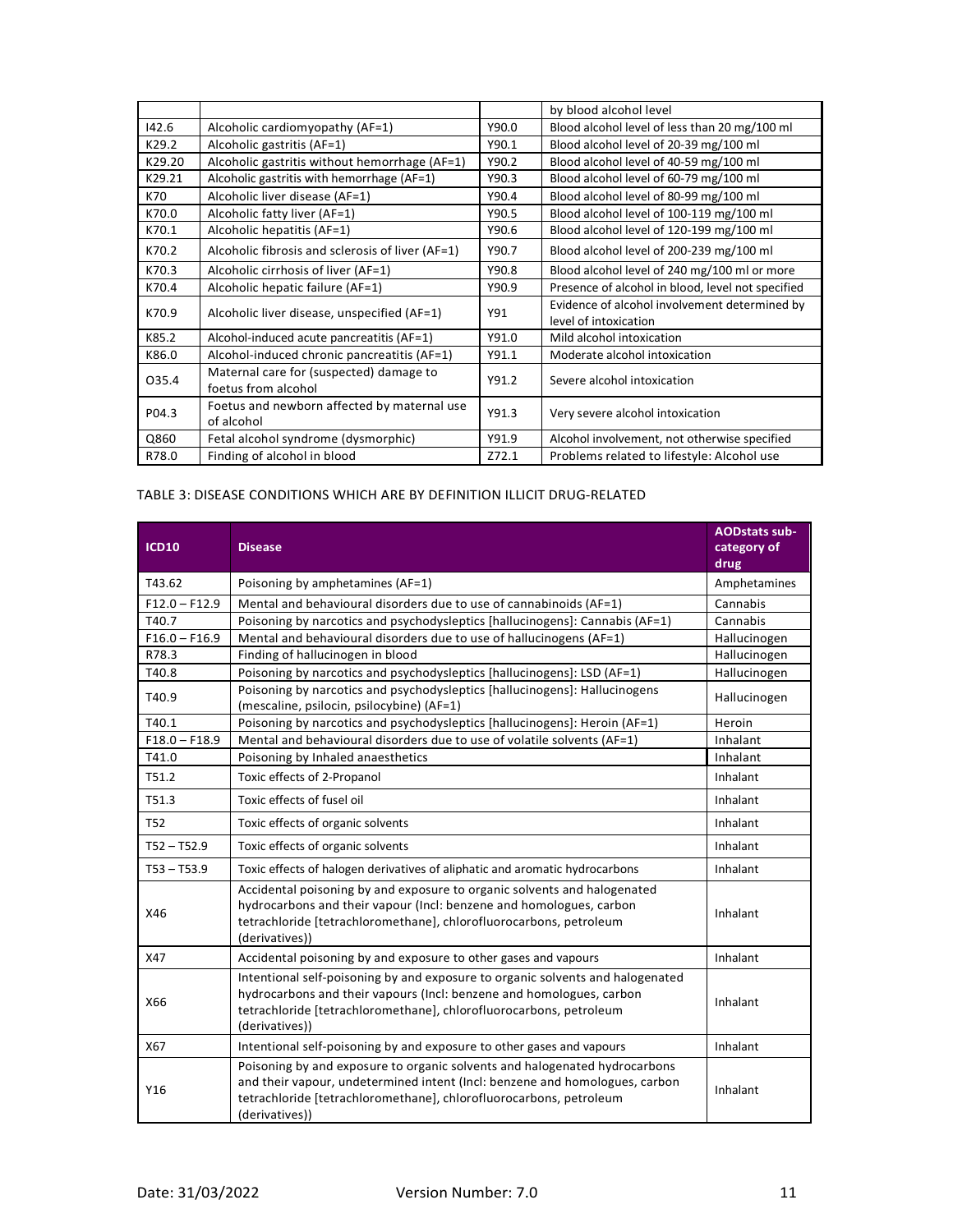| | | | by blood alcohol level |
|---|---|---|---|
| I42.6 | Alcoholic cardiomyopathy (AF=1) | Y90.0 | Blood alcohol level of less than 20 mg/100 ml |
| K29.2 | Alcoholic gastritis (AF=1) | Y90.1 | Blood alcohol level of 20-39 mg/100 ml |
| K29.20 | Alcoholic gastritis without hemorrhage (AF=1) | Y90.2 | Blood alcohol level of 40-59 mg/100 ml |
| K29.21 | Alcoholic gastritis with hemorrhage (AF=1) | Y90.3 | Blood alcohol level of 60-79 mg/100 ml |
| K70 | Alcoholic liver disease (AF=1) | Y90.4 | Blood alcohol level of 80-99 mg/100 ml |
| K70.0 | Alcoholic fatty liver (AF=1) | Y90.5 | Blood alcohol level of 100-119 mg/100 ml |
| K70.1 | Alcoholic hepatitis (AF=1) | Y90.6 | Blood alcohol level of 120-199 mg/100 ml |
| K70.2 | Alcoholic fibrosis and sclerosis of liver (AF=1) | Y90.7 | Blood alcohol level of 200-239 mg/100 ml |
| K70.3 | Alcoholic cirrhosis of liver (AF=1) | Y90.8 | Blood alcohol level of 240 mg/100 ml or more |
| K70.4 | Alcoholic hepatic failure (AF=1) | Y90.9 | Presence of alcohol in blood, level not specified |
| K70.9 | Alcoholic liver disease, unspecified (AF=1) | Y91 | Evidence of alcohol involvement determined by level of intoxication |
| K85.2 | Alcohol-induced acute pancreatitis (AF=1) | Y91.0 | Mild alcohol intoxication |
| K86.0 | Alcohol-induced chronic pancreatitis (AF=1) | Y91.1 | Moderate alcohol intoxication |
| O35.4 | Maternal care for (suspected) damage to foetus from alcohol | Y91.2 | Severe alcohol intoxication |
| P04.3 | Foetus and newborn affected by maternal use of alcohol | Y91.3 | Very severe alcohol intoxication |
| Q860 | Fetal alcohol syndrome (dysmorphic) | Y91.9 | Alcohol involvement, not otherwise specified |
| R78.0 | Finding of alcohol in blood | Z72.1 | Problems related to lifestyle: Alcohol use |

TABLE 3: DISEASE CONDITIONS WHICH ARE BY DEFINITION ILLICIT DRUG-RELATED

| ICD10 | Disease | AODstats sub-category of drug |
|---|---|---|
| T43.62 | Poisoning by amphetamines (AF=1) | Amphetamines |
| F12.0 – F12.9 | Mental and behavioural disorders due to use of cannabinoids (AF=1) | Cannabis |
| T40.7 | Poisoning by narcotics and psychodysleptics [hallucinogens]: Cannabis (AF=1) | Cannabis |
| F16.0 – F16.9 | Mental and behavioural disorders due to use of hallucinogens (AF=1) | Hallucinogen |
| R78.3 | Finding of hallucinogen in blood | Hallucinogen |
| T40.8 | Poisoning by narcotics and psychodysleptics [hallucinogens]: LSD (AF=1) | Hallucinogen |
| T40.9 | Poisoning by narcotics and psychodysleptics [hallucinogens]: Hallucinogens (mescaline, psilocin, psilocybine) (AF=1) | Hallucinogen |
| T40.1 | Poisoning by narcotics and psychodysleptics [hallucinogens]: Heroin (AF=1) | Heroin |
| F18.0 – F18.9 | Mental and behavioural disorders due to use of volatile solvents (AF=1) | Inhalant |
| T41.0 | Poisoning by Inhaled anaesthetics | Inhalant |
| T51.2 | Toxic effects of 2-Propanol | Inhalant |
| T51.3 | Toxic effects of fusel oil | Inhalant |
| T52 | Toxic effects of organic solvents | Inhalant |
| T52 – T52.9 | Toxic effects of organic solvents | Inhalant |
| T53 – T53.9 | Toxic effects of halogen derivatives of aliphatic and aromatic hydrocarbons | Inhalant |
| X46 | Accidental poisoning by and exposure to organic solvents and halogenated hydrocarbons and their vapour (Incl: benzene and homologues, carbon tetrachloride [tetrachloromethane], chlorofluorocarbons, petroleum (derivatives)) | Inhalant |
| X47 | Accidental poisoning by and exposure to other gases and vapours | Inhalant |
| X66 | Intentional self-poisoning by and exposure to organic solvents and halogenated hydrocarbons and their vapours (Incl: benzene and homologues, carbon tetrachloride [tetrachloromethane], chlorofluorocarbons, petroleum (derivatives)) | Inhalant |
| X67 | Intentional self-poisoning by and exposure to other gases and vapours | Inhalant |
| Y16 | Poisoning by and exposure to organic solvents and halogenated hydrocarbons and their vapour, undetermined intent (Incl: benzene and homologues, carbon tetrachloride [tetrachloromethane], chlorofluorocarbons, petroleum (derivatives)) | Inhalant |

Date: 31/03/2022 Version Number: 7.0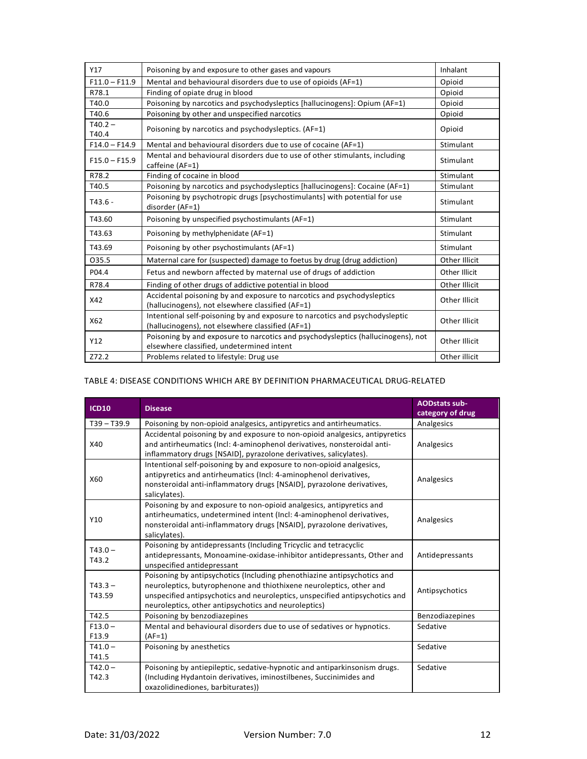| Y17 | Poisoning by and exposure to other gases and vapours | Inhalant |
|---|---|---|
| F11.0 – F11.9 | Mental and behavioural disorders due to use of opioids (AF=1) | Opioid |
| R78.1 | Finding of opiate drug in blood | Opioid |
| T40.0 | Poisoning by narcotics and psychodysleptics [hallucinogens]: Opium (AF=1) | Opioid |
| T40.6 | Poisoning by other and unspecified narcotics | Opioid |
| T40.2 – T40.4 | Poisoning by narcotics and psychodysleptics. (AF=1) | Opioid |
| F14.0 – F14.9 | Mental and behavioural disorders due to use of cocaine (AF=1) | Stimulant |
| F15.0 – F15.9 | Mental and behavioural disorders due to use of other stimulants, including caffeine (AF=1) | Stimulant |
| R78.2 | Finding of cocaine in blood | Stimulant |
| T40.5 | Poisoning by narcotics and psychodysleptics [hallucinogens]: Cocaine (AF=1) | Stimulant |
| T43.6 - | Poisoning by psychotropic drugs [psychostimulants] with potential for use disorder (AF=1) | Stimulant |
| T43.60 | Poisoning by unspecified psychostimulants (AF=1) | Stimulant |
| T43.63 | Poisoning by methylphenidate (AF=1) | Stimulant |
| T43.69 | Poisoning by other psychostimulants (AF=1) | Stimulant |
| O35.5 | Maternal care for (suspected) damage to foetus by drug (drug addiction) | Other Illicit |
| P04.4 | Fetus and newborn affected by maternal use of drugs of addiction | Other Illicit |
| R78.4 | Finding of other drugs of addictive potential in blood | Other Illicit |
| X42 | Accidental poisoning by and exposure to narcotics and psychodysleptics (hallucinogens), not elsewhere classified (AF=1) | Other Illicit |
| X62 | Intentional self-poisoning by and exposure to narcotics and psychodysleptic (hallucinogens), not elsewhere classified (AF=1) | Other Illicit |
| Y12 | Poisoning by and exposure to narcotics and psychodysleptics (hallucinogens), not elsewhere classified, undetermined intent | Other Illicit |
| Z72.2 | Problems related to lifestyle: Drug use | Other illicit |

TABLE 4: DISEASE CONDITIONS WHICH ARE BY DEFINITION PHARMACEUTICAL DRUG-RELATED

| ICD10 | Disease | AODstats sub-category of drug |
|---|---|---|
| T39 – T39.9 | Poisoning by non-opioid analgesics, antipyretics and antirheumatics. | Analgesics |
| X40 | Accidental poisoning by and exposure to non-opioid analgesics, antipyretics and antirheumatics (Incl: 4-aminophenol derivatives, nonsteroidal anti-inflammatory drugs [NSAID], pyrazolone derivatives, salicylates). | Analgesics |
| X60 | Intentional self-poisoning by and exposure to non-opioid analgesics, antipyretics and antirheumatics (Incl: 4-aminophenol derivatives, nonsteroidal anti-inflammatory drugs [NSAID], pyrazolone derivatives, salicylates). | Analgesics |
| Y10 | Poisoning by and exposure to non-opioid analgesics, antipyretics and antirheumatics, undetermined intent (Incl: 4-aminophenol derivatives, nonsteroidal anti-inflammatory drugs [NSAID], pyrazolone derivatives, salicylates). | Analgesics |
| T43.0 – T43.2 | Poisoning by antidepressants (Including Tricyclic and tetracyclic antidepressants, Monoamine-oxidase-inhibitor antidepressants, Other and unspecified antidepressant | Antidepressants |
| T43.3 – T43.59 | Poisoning by antipsychotics (Including phenothiazine antipsychotics and neuroleptics, butyrophenone and thiothixene neuroleptics, other and unspecified antipsychotics and neuroleptics, unspecified antipsychotics and neuroleptics, other antipsychotics and neuroleptics) | Antipsychotics |
| T42.5 | Poisoning by benzodiazepines | Benzodiazepines |
| F13.0 – F13.9 | Mental and behavioural disorders due to use of sedatives or hypnotics. (AF=1) | Sedative |
| T41.0 – T41.5 | Poisoning by anesthetics | Sedative |
| T42.0 – T42.3 | Poisoning by antiepileptic, sedative-hypnotic and antiparkinsonism drugs. (Including Hydantoin derivatives, iminostilbenes, Succinimides and oxazolidinediones, barbiturates)) | Sedative |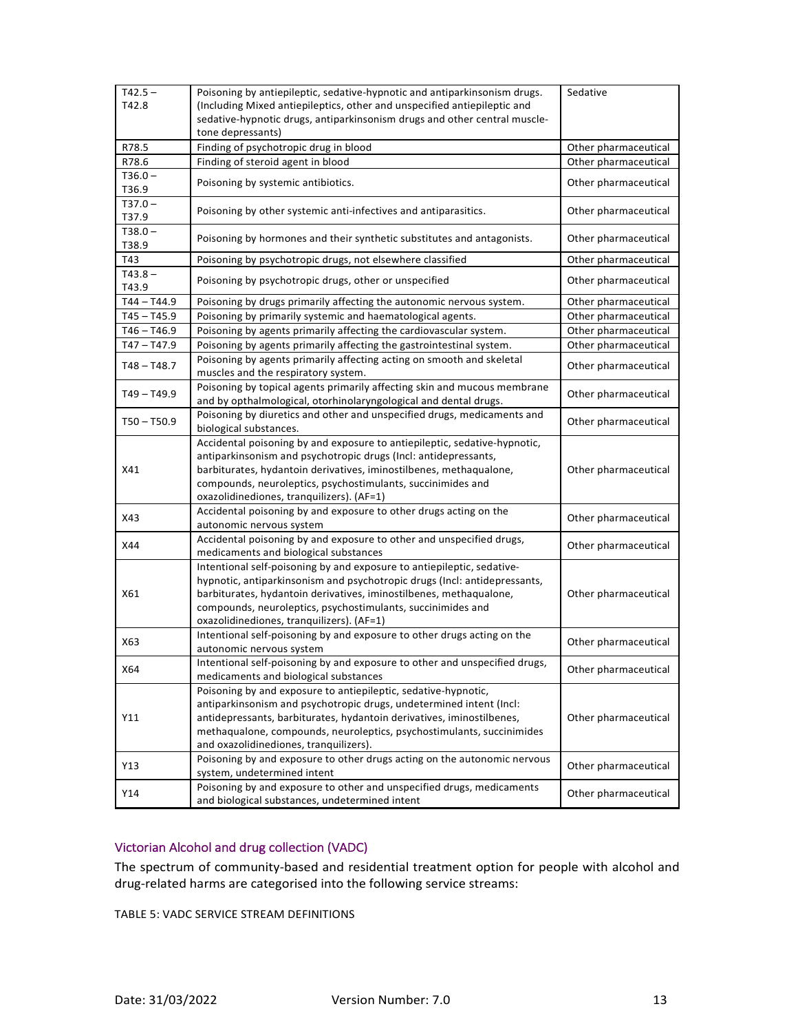| T42.5 – T42.8 | Poisoning by antiepileptic, sedative-hypnotic and antiparkinsonism drugs. (Including Mixed antiepileptics, other and unspecified antiepileptic and sedative-hypnotic drugs, antiparkinsonism drugs and other central muscle-tone depressants) | Sedative |
|---|---|---|
| R78.5 | Finding of psychotropic drug in blood | Other pharmaceutical |
| R78.6 | Finding of steroid agent in blood | Other pharmaceutical |
| T36.0 – T36.9 | Poisoning by systemic antibiotics. | Other pharmaceutical |
| T37.0 – T37.9 | Poisoning by other systemic anti-infectives and antiparasitics. | Other pharmaceutical |
| T38.0 – T38.9 | Poisoning by hormones and their synthetic substitutes and antagonists. | Other pharmaceutical |
| T43 | Poisoning by psychotropic drugs, not elsewhere classified | Other pharmaceutical |
| T43.8 – T43.9 | Poisoning by psychotropic drugs, other or unspecified | Other pharmaceutical |
| T44 – T44.9 | Poisoning by drugs primarily affecting the autonomic nervous system. | Other pharmaceutical |
| T45 – T45.9 | Poisoning by primarily systemic and haematological agents. | Other pharmaceutical |
| T46 – T46.9 | Poisoning by agents primarily affecting the cardiovascular system. | Other pharmaceutical |
| T47 – T47.9 | Poisoning by agents primarily affecting the gastrointestinal system. | Other pharmaceutical |
| T48 – T48.7 | Poisoning by agents primarily affecting acting on smooth and skeletal muscles and the respiratory system. | Other pharmaceutical |
| T49 – T49.9 | Poisoning by topical agents primarily affecting skin and mucous membrane and by opthalmological, otorhinolaryngological and dental drugs. | Other pharmaceutical |
| T50 – T50.9 | Poisoning by diuretics and other and unspecified drugs, medicaments and biological substances. | Other pharmaceutical |
| X41 | Accidental poisoning by and exposure to antiepileptic, sedative-hypnotic, antiparkinsonism and psychotropic drugs (Incl: antidepressants, barbiturates, hydantoin derivatives, iminostilbenes, methaqualone, compounds, neuroleptics, psychostimulants, succinimides and oxazolidinediones, tranquilizers). (AF=1) | Other pharmaceutical |
| X43 | Accidental poisoning by and exposure to other drugs acting on the autonomic nervous system | Other pharmaceutical |
| X44 | Accidental poisoning by and exposure to other and unspecified drugs, medicaments and biological substances | Other pharmaceutical |
| X61 | Intentional self-poisoning by and exposure to antiepileptic, sedative-hypnotic, antiparkinsonism and psychotropic drugs (Incl: antidepressants, barbiturates, hydantoin derivatives, iminostilbenes, methaqualone, compounds, neuroleptics, psychostimulants, succinimides and oxazolidinediones, tranquilizers). (AF=1) | Other pharmaceutical |
| X63 | Intentional self-poisoning by and exposure to other drugs acting on the autonomic nervous system | Other pharmaceutical |
| X64 | Intentional self-poisoning by and exposure to other and unspecified drugs, medicaments and biological substances | Other pharmaceutical |
| Y11 | Poisoning by and exposure to antiepileptic, sedative-hypnotic, antiparkinsonism and psychotropic drugs, undetermined intent (Incl: antidepressants, barbiturates, hydantoin derivatives, iminostilbenes, methaqualone, compounds, neuroleptics, psychostimulants, succinimides and oxazolidinediones, tranquilizers). | Other pharmaceutical |
| Y13 | Poisoning by and exposure to other drugs acting on the autonomic nervous system, undetermined intent | Other pharmaceutical |
| Y14 | Poisoning by and exposure to other and unspecified drugs, medicaments and biological substances, undetermined intent | Other pharmaceutical |

## Victorian Alcohol and drug collection (VADC)

The spectrum of community-based and residential treatment option for people with alcohol and drug-related harms are categorised into the following service streams:

TABLE 5: VADC SERVICE STREAM DEFINITIONS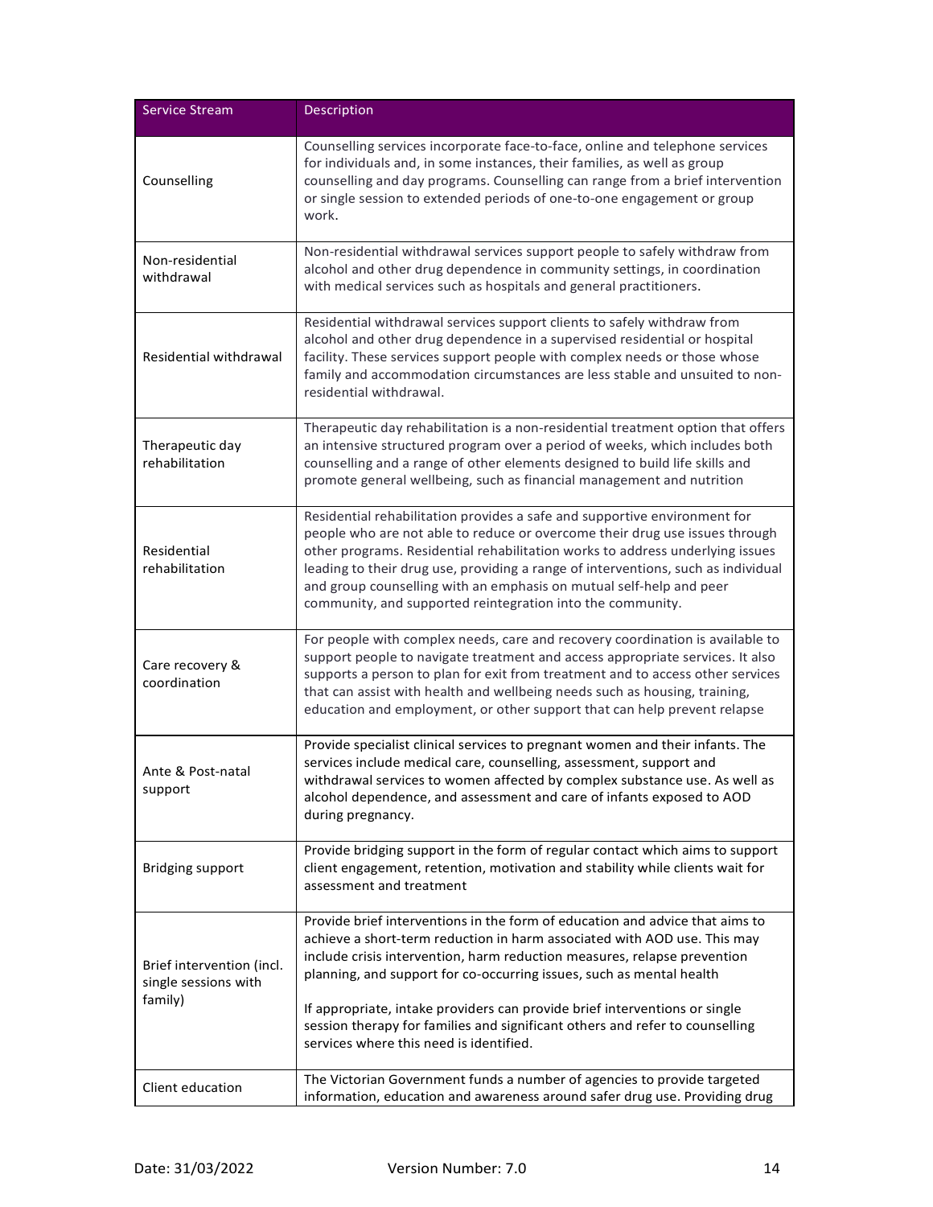| Service Stream | Description |
|---|---|
| Counselling | Counselling services incorporate face-to-face, online and telephone services for individuals and, in some instances, their families, as well as group counselling and day programs. Counselling can range from a brief intervention or single session to extended periods of one-to-one engagement or group work. |
| Non-residential withdrawal | Non-residential withdrawal services support people to safely withdraw from alcohol and other drug dependence in community settings, in coordination with medical services such as hospitals and general practitioners. |
| Residential withdrawal | Residential withdrawal services support clients to safely withdraw from alcohol and other drug dependence in a supervised residential or hospital facility. These services support people with complex needs or those whose family and accommodation circumstances are less stable and unsuited to non-residential withdrawal. |
| Therapeutic day rehabilitation | Therapeutic day rehabilitation is a non-residential treatment option that offers an intensive structured program over a period of weeks, which includes both counselling and a range of other elements designed to build life skills and promote general wellbeing, such as financial management and nutrition |
| Residential rehabilitation | Residential rehabilitation provides a safe and supportive environment for people who are not able to reduce or overcome their drug use issues through other programs. Residential rehabilitation works to address underlying issues leading to their drug use, providing a range of interventions, such as individual and group counselling with an emphasis on mutual self-help and peer community, and supported reintegration into the community. |
| Care recovery & coordination | For people with complex needs, care and recovery coordination is available to support people to navigate treatment and access appropriate services. It also supports a person to plan for exit from treatment and to access other services that can assist with health and wellbeing needs such as housing, training, education and employment, or other support that can help prevent relapse |
| Ante & Post-natal support | Provide specialist clinical services to pregnant women and their infants. The services include medical care, counselling, assessment, support and withdrawal services to women affected by complex substance use. As well as alcohol dependence, and assessment and care of infants exposed to AOD during pregnancy. |
| Bridging support | Provide bridging support in the form of regular contact which aims to support client engagement, retention, motivation and stability while clients wait for assessment and treatment |
| Brief intervention (incl. single sessions with family) | Provide brief interventions in the form of education and advice that aims to achieve a short-term reduction in harm associated with AOD use. This may include crisis intervention, harm reduction measures, relapse prevention planning, and support for co-occurring issues, such as mental health<br><br>If appropriate, intake providers can provide brief interventions or single session therapy for families and significant others and refer to counselling services where this need is identified. |
| Client education | The Victorian Government funds a number of agencies to provide targeted information, education and awareness around safer drug use. Providing drug |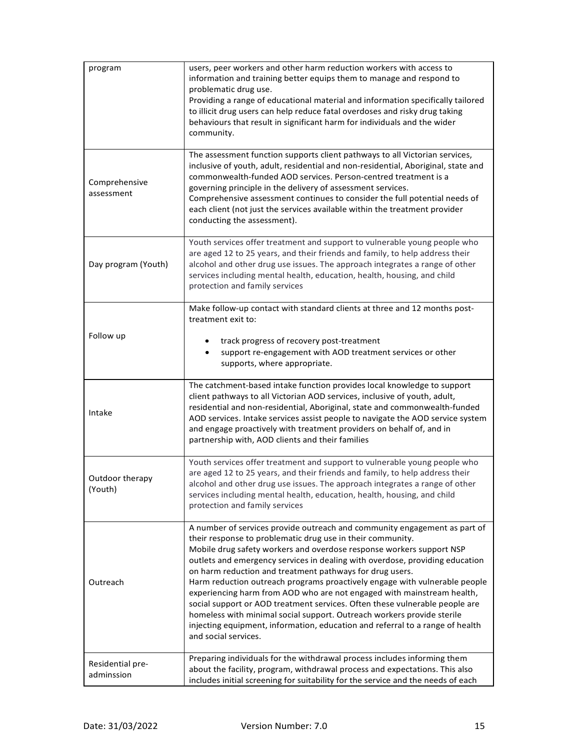| | |
|---|---|
| program | users, peer workers and other harm reduction workers with access to information and training better equips them to manage and respond to problematic drug use.<br>Providing a range of educational material and information specifically tailored to illicit drug users can help reduce fatal overdoses and risky drug taking behaviours that result in significant harm for individuals and the wider community. |
| Comprehensive assessment | The assessment function supports client pathways to all Victorian services, inclusive of youth, adult, residential and non-residential, Aboriginal, state and commonwealth-funded AOD services. Person-centred treatment is a governing principle in the delivery of assessment services.<br>Comprehensive assessment continues to consider the full potential needs of each client (not just the services available within the treatment provider conducting the assessment). |
| Day program (Youth) | Youth services offer treatment and support to vulnerable young people who are aged 12 to 25 years, and their friends and family, to help address their alcohol and other drug use issues. The approach integrates a range of other services including mental health, education, health, housing, and child protection and family services |
| Follow up | Make follow-up contact with standard clients at three and 12 months post-treatment exit to:<br>• track progress of recovery post-treatment<br>• support re-engagement with AOD treatment services or other supports, where appropriate. |
| Intake | The catchment-based intake function provides local knowledge to support client pathways to all Victorian AOD services, inclusive of youth, adult, residential and non-residential, Aboriginal, state and commonwealth-funded AOD services. Intake services assist people to navigate the AOD service system and engage proactively with treatment providers on behalf of, and in partnership with, AOD clients and their families |
| Outdoor therapy (Youth) | Youth services offer treatment and support to vulnerable young people who are aged 12 to 25 years, and their friends and family, to help address their alcohol and other drug use issues. The approach integrates a range of other services including mental health, education, health, housing, and child protection and family services |
| Outreach | A number of services provide outreach and community engagement as part of their response to problematic drug use in their community.<br>Mobile drug safety workers and overdose response workers support NSP outlets and emergency services in dealing with overdose, providing education on harm reduction and treatment pathways for drug users.<br>Harm reduction outreach programs proactively engage with vulnerable people experiencing harm from AOD who are not engaged with mainstream health, social support or AOD treatment services. Often these vulnerable people are homeless with minimal social support. Outreach workers provide sterile injecting equipment, information, education and referral to a range of health and social services. |
| Residential pre-adminssion | Preparing individuals for the withdrawal process includes informing them about the facility, program, withdrawal process and expectations. This also includes initial screening for suitability for the service and the needs of each |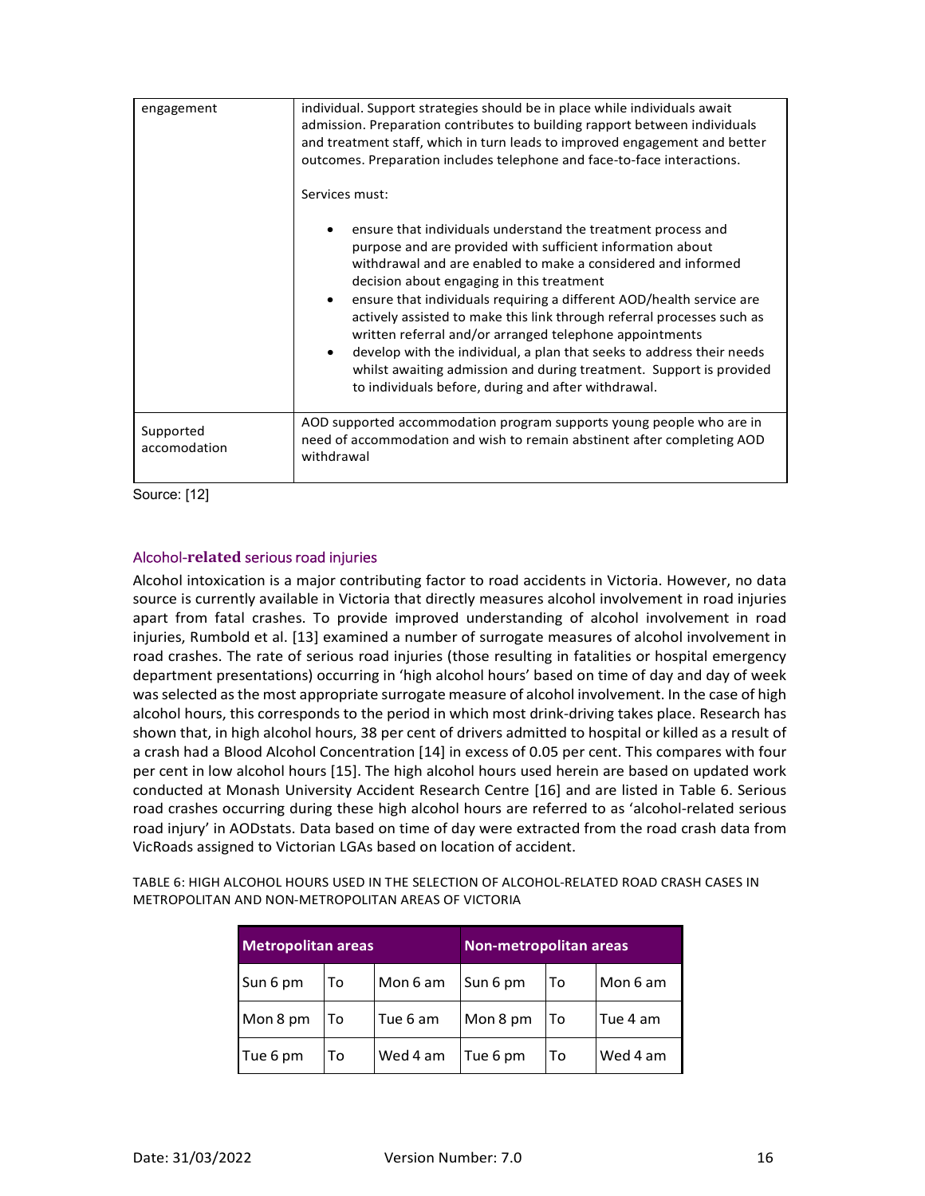| | |
|---|---|
| engagement | individual. Support strategies should be in place while individuals await admission. Preparation contributes to building rapport between individuals and treatment staff, which in turn leads to improved engagement and better outcomes. Preparation includes telephone and face-to-face interactions.<br><br>Services must:<br><br>• ensure that individuals understand the treatment process and purpose and are provided with sufficient information about withdrawal and are enabled to make a considered and informed decision about engaging in this treatment<br>• ensure that individuals requiring a different AOD/health service are actively assisted to make this link through referral processes such as written referral and/or arranged telephone appointments<br>• develop with the individual, a plan that seeks to address their needs whilst awaiting admission and during treatment. Support is provided to individuals before, during and after withdrawal. |
| Supported accomodation | AOD supported accommodation program supports young people who are in need of accommodation and wish to remain abstinent after completing AOD withdrawal |

Source: [12]

### Alcohol-related serious road injuries

Alcohol intoxication is a major contributing factor to road accidents in Victoria. However, no data source is currently available in Victoria that directly measures alcohol involvement in road injuries apart from fatal crashes. To provide improved understanding of alcohol involvement in road injuries, Rumbold et al. [13] examined a number of surrogate measures of alcohol involvement in road crashes. The rate of serious road injuries (those resulting in fatalities or hospital emergency department presentations) occurring in 'high alcohol hours' based on time of day and day of week was selected as the most appropriate surrogate measure of alcohol involvement. In the case of high alcohol hours, this corresponds to the period in which most drink-driving takes place. Research has shown that, in high alcohol hours, 38 per cent of drivers admitted to hospital or killed as a result of a crash had a Blood Alcohol Concentration [14] in excess of 0.05 per cent. This compares with four per cent in low alcohol hours [15]. The high alcohol hours used herein are based on updated work conducted at Monash University Accident Research Centre [16] and are listed in Table 6. Serious road crashes occurring during these high alcohol hours are referred to as 'alcohol-related serious road injury' in AODstats. Data based on time of day were extracted from the road crash data from VicRoads assigned to Victorian LGAs based on location of accident.

TABLE 6: HIGH ALCOHOL HOURS USED IN THE SELECTION OF ALCOHOL-RELATED ROAD CRASH CASES IN METROPOLITAN AND NON-METROPOLITAN AREAS OF VICTORIA

| Metropolitan areas | | | Non-metropolitan areas | | |
|---|---|---|---|---|---|
| Sun 6 pm | To | Mon 6 am | Sun 6 pm | To | Mon 6 am |
| Mon 8 pm | To | Tue 6 am | Mon 8 pm | To | Tue 4 am |
| Tue 6 pm | To | Wed 4 am | Tue 6 pm | To | Wed 4 am |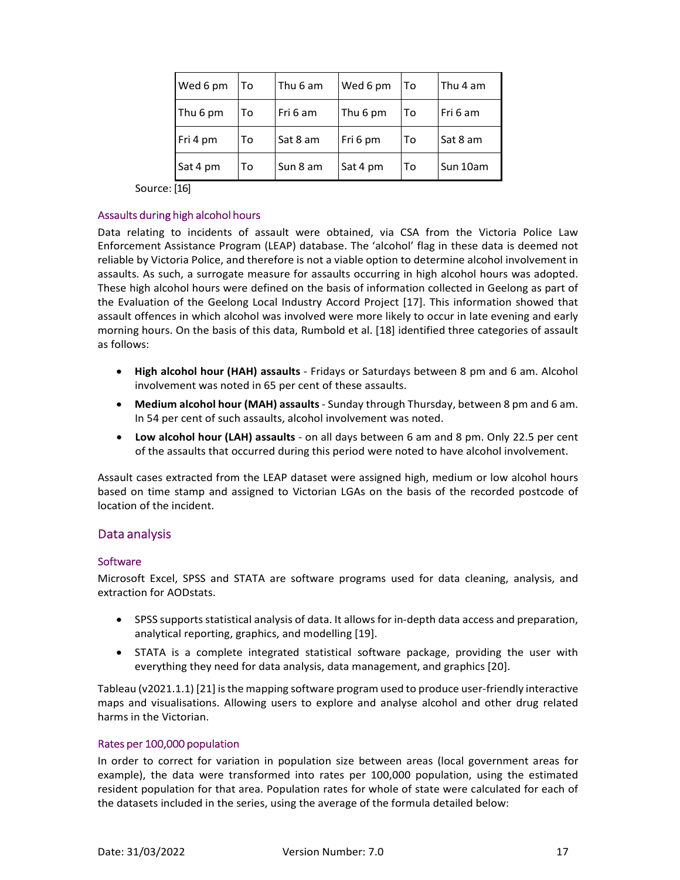| Wed 6 pm | To | Thu 6 am | Wed 6 pm | To | Thu 4 am |
|---|---|---|---|---|---|
| Thu 6 pm | To | Fri 6 am | Thu 6 pm | To | Fri 6 am |
| Fri 4 pm | To | Sat 8 am | Fri 6 pm | To | Sat 8 am |
| Sat 4 pm | To | Sun 8 am | Sat 4 pm | To | Sun 10am |

Source: [16]

### Assaults during high alcohol hours

Data relating to incidents of assault were obtained, via CSA from the Victoria Police Law Enforcement Assistance Program (LEAP) database. The 'alcohol' flag in these data is deemed not reliable by Victoria Police, and therefore is not a viable option to determine alcohol involvement in assaults. As such, a surrogate measure for assaults occurring in high alcohol hours was adopted. These high alcohol hours were defined on the basis of information collected in Geelong as part of the Evaluation of the Geelong Local Industry Accord Project [17]. This information showed that assault offences in which alcohol was involved were more likely to occur in late evening and early morning hours. On the basis of this data, Rumbold et al. [18] identified three categories of assault as follows:

- **High alcohol hour (HAH) assaults** - Fridays or Saturdays between 8 pm and 6 am. Alcohol involvement was noted in 65 per cent of these assaults.
- **Medium alcohol hour (MAH) assaults** - Sunday through Thursday, between 8 pm and 6 am. In 54 per cent of such assaults, alcohol involvement was noted.
- **Low alcohol hour (LAH) assaults** - on all days between 6 am and 8 pm. Only 22.5 per cent of the assaults that occurred during this period were noted to have alcohol involvement.

Assault cases extracted from the LEAP dataset were assigned high, medium or low alcohol hours based on time stamp and assigned to Victorian LGAs on the basis of the recorded postcode of location of the incident.

## Data analysis

### Software

Microsoft Excel, SPSS and STATA are software programs used for data cleaning, analysis, and extraction for AODstats.

- SPSS supports statistical analysis of data. It allows for in-depth data access and preparation, analytical reporting, graphics, and modelling [19].
- STATA is a complete integrated statistical software package, providing the user with everything they need for data analysis, data management, and graphics [20].

Tableau (v2021.1.1) [21] is the mapping software program used to produce user-friendly interactive maps and visualisations. Allowing users to explore and analyse alcohol and other drug related harms in the Victorian.

### Rates per 100,000 population

In order to correct for variation in population size between areas (local government areas for example), the data were transformed into rates per 100,000 population, using the estimated resident population for that area. Population rates for whole of state were calculated for each of the datasets included in the series, using the average of the formula detailed below: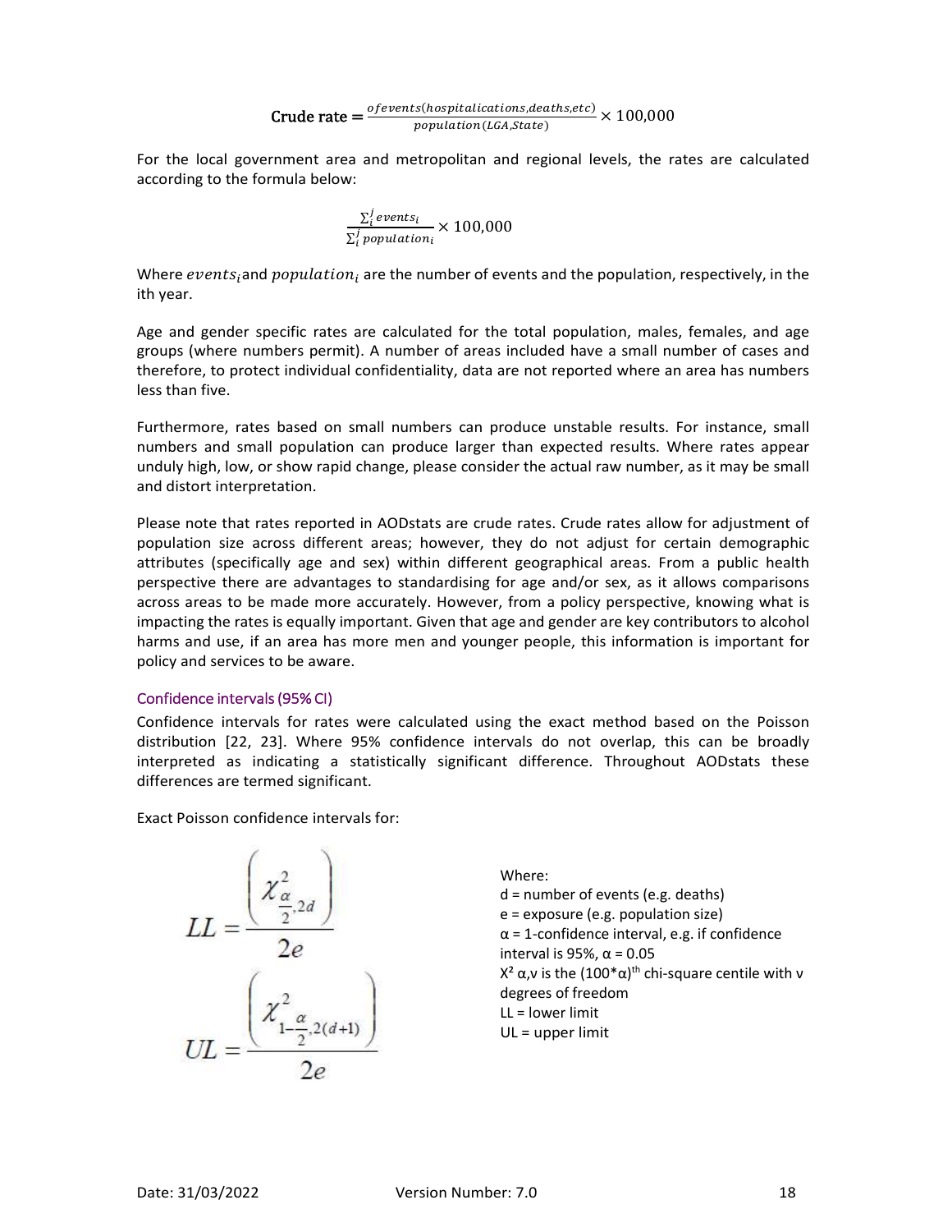$$\textbf{Crude rate} = \frac{of events(hospitalications, deaths, etc)}{population(LGA, State)} \times 100{,}000$$

For the local government area and metropolitan and regional levels, the rates are calculated according to the formula below:

$$\frac{\sum_i^j events_i}{\sum_i^j population_i} \times 100{,}000$$

Where $events_i$ and $population_i$ are the number of events and the population, respectively, in the ith year.

Age and gender specific rates are calculated for the total population, males, females, and age groups (where numbers permit). A number of areas included have a small number of cases and therefore, to protect individual confidentiality, data are not reported where an area has numbers less than five.

Furthermore, rates based on small numbers can produce unstable results. For instance, small numbers and small population can produce larger than expected results. Where rates appear unduly high, low, or show rapid change, please consider the actual raw number, as it may be small and distort interpretation.

Please note that rates reported in AODstats are crude rates. Crude rates allow for adjustment of population size across different areas; however, they do not adjust for certain demographic attributes (specifically age and sex) within different geographical areas. From a public health perspective there are advantages to standardising for age and/or sex, as it allows comparisons across areas to be made more accurately. However, from a policy perspective, knowing what is impacting the rates is equally important. Given that age and gender are key contributors to alcohol harms and use, if an area has more men and younger people, this information is important for policy and services to be aware.

### Confidence intervals (95% CI)

Confidence intervals for rates were calculated using the exact method based on the Poisson distribution [22, 23]. Where 95% confidence intervals do not overlap, this can be broadly interpreted as indicating a statistically significant difference. Throughout AODstats these differences are termed significant.

Exact Poisson confidence intervals for:

$$LL = \frac{\left(\chi^2_{\frac{\alpha}{2}, 2d}\right)}{2e}$$

$$UL = \frac{\left(\chi^2_{1-\frac{\alpha}{2}, 2(d+1)}\right)}{2e}$$

Where:
d = number of events (e.g. deaths)
e = exposure (e.g. population size)
α = 1-confidence interval, e.g. if confidence interval is 95%, α = 0.05
$X^2$ α,v is the (100*α)th chi-square centile with v degrees of freedom
LL = lower limit
UL = upper limit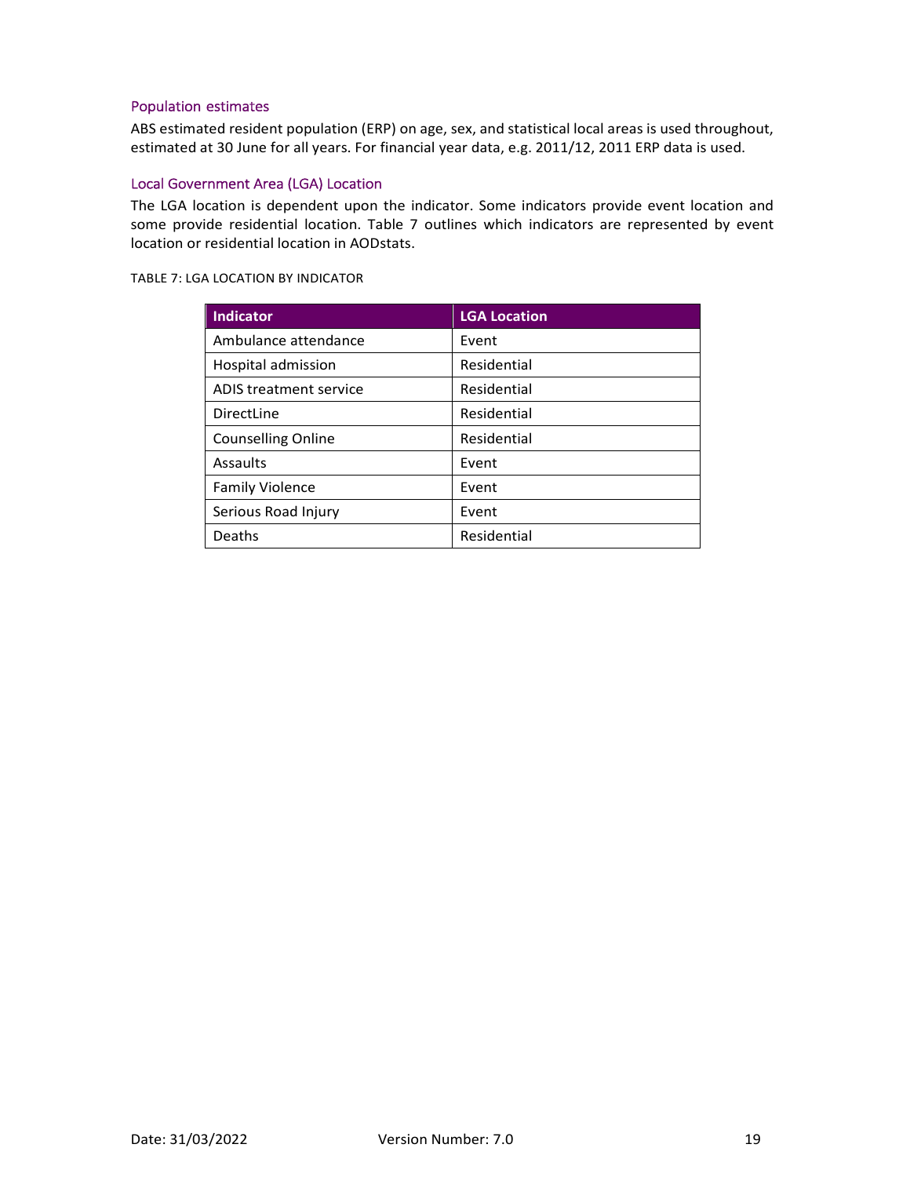### Population estimates

ABS estimated resident population (ERP) on age, sex, and statistical local areas is used throughout, estimated at 30 June for all years. For financial year data, e.g. 2011/12, 2011 ERP data is used.

### Local Government Area (LGA) Location

The LGA location is dependent upon the indicator. Some indicators provide event location and some provide residential location. Table 7 outlines which indicators are represented by event location or residential location in AODstats.

TABLE 7: LGA LOCATION BY INDICATOR

| Indicator | LGA Location |
|---|---|
| Ambulance attendance | Event |
| Hospital admission | Residential |
| ADIS treatment service | Residential |
| DirectLine | Residential |
| Counselling Online | Residential |
| Assaults | Event |
| Family Violence | Event |
| Serious Road Injury | Event |
| Deaths | Residential |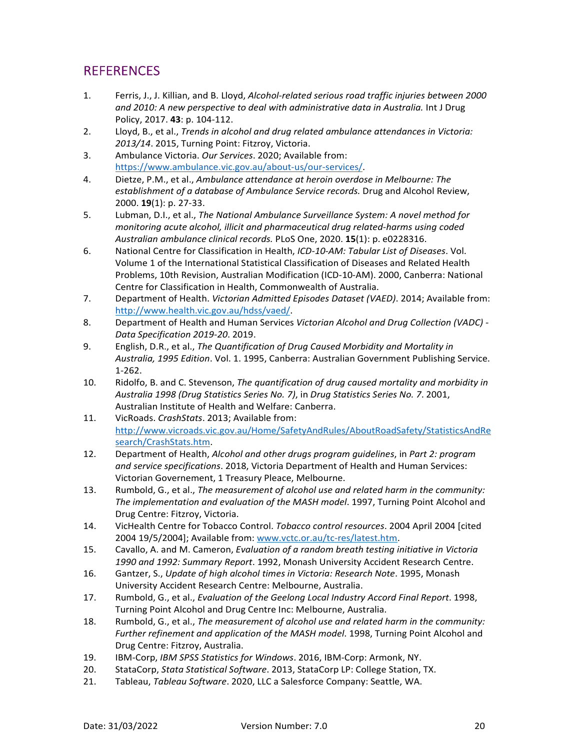## REFERENCES

1. Ferris, J., J. Killian, and B. Lloyd, *Alcohol-related serious road traffic injuries between 2000 and 2010: A new perspective to deal with administrative data in Australia.* Int J Drug Policy, 2017. **43**: p. 104-112.
2. Lloyd, B., et al., *Trends in alcohol and drug related ambulance attendances in Victoria: 2013/14*. 2015, Turning Point: Fitzroy, Victoria.
3. Ambulance Victoria. *Our Services*. 2020; Available from: https://www.ambulance.vic.gov.au/about-us/our-services/.
4. Dietze, P.M., et al., *Ambulance attendance at heroin overdose in Melbourne: The establishment of a database of Ambulance Service records.* Drug and Alcohol Review, 2000. **19**(1): p. 27-33.
5. Lubman, D.I., et al., *The National Ambulance Surveillance System: A novel method for monitoring acute alcohol, illicit and pharmaceutical drug related-harms using coded Australian ambulance clinical records.* PLoS One, 2020. **15**(1): p. e0228316.
6. National Centre for Classification in Health, *ICD-10-AM: Tabular List of Diseases*. Vol. Volume 1 of the International Statistical Classification of Diseases and Related Health Problems, 10th Revision, Australian Modification (ICD-10-AM). 2000, Canberra: National Centre for Classification in Health, Commonwealth of Australia.
7. Department of Health. *Victorian Admitted Episodes Dataset (VAED)*. 2014; Available from: http://www.health.vic.gov.au/hdss/vaed/.
8. Department of Health and Human Services *Victorian Alcohol and Drug Collection (VADC) - Data Specification 2019-20*. 2019.
9. English, D.R., et al., *The Quantification of Drug Caused Morbidity and Mortality in Australia, 1995 Edition*. Vol. 1. 1995, Canberra: Australian Government Publishing Service. 1-262.
10. Ridolfo, B. and C. Stevenson, *The quantification of drug caused mortality and morbidity in Australia 1998 (Drug Statistics Series No. 7)*, in *Drug Statistics Series No. 7*. 2001, Australian Institute of Health and Welfare: Canberra.
11. VicRoads. *CrashStats*. 2013; Available from: http://www.vicroads.vic.gov.au/Home/SafetyAndRules/AboutRoadSafety/StatisticsAndResearch/CrashStats.htm.
12. Department of Health, *Alcohol and other drugs program guidelines*, in *Part 2: program and service specifications*. 2018, Victoria Department of Health and Human Services: Victorian Governement, 1 Treasury Pleace, Melbourne.
13. Rumbold, G., et al., *The measurement of alcohol use and related harm in the community: The implementation and evaluation of the MASH model*. 1997, Turning Point Alcohol and Drug Centre: Fitzroy, Victoria.
14. VicHealth Centre for Tobacco Control. *Tobacco control resources*. 2004 April 2004 [cited 2004 19/5/2004]; Available from: www.vctc.or.au/tc-res/latest.htm.
15. Cavallo, A. and M. Cameron, *Evaluation of a random breath testing initiative in Victoria 1990 and 1992: Summary Report*. 1992, Monash University Accident Research Centre.
16. Gantzer, S., *Update of high alcohol times in Victoria: Research Note*. 1995, Monash University Accident Research Centre: Melbourne, Australia.
17. Rumbold, G., et al., *Evaluation of the Geelong Local Industry Accord Final Report*. 1998, Turning Point Alcohol and Drug Centre Inc: Melbourne, Australia.
18. Rumbold, G., et al., *The measurement of alcohol use and related harm in the community: Further refinement and application of the MASH model.* 1998, Turning Point Alcohol and Drug Centre: Fitzroy, Australia.
19. IBM-Corp, *IBM SPSS Statistics for Windows*. 2016, IBM-Corp: Armonk, NY.
20. StataCorp, *Stata Statistical Software*. 2013, StataCorp LP: College Station, TX.
21. Tableau, *Tableau Software*. 2020, LLC a Salesforce Company: Seattle, WA.

Date: 31/03/2022 Version Number: 7.0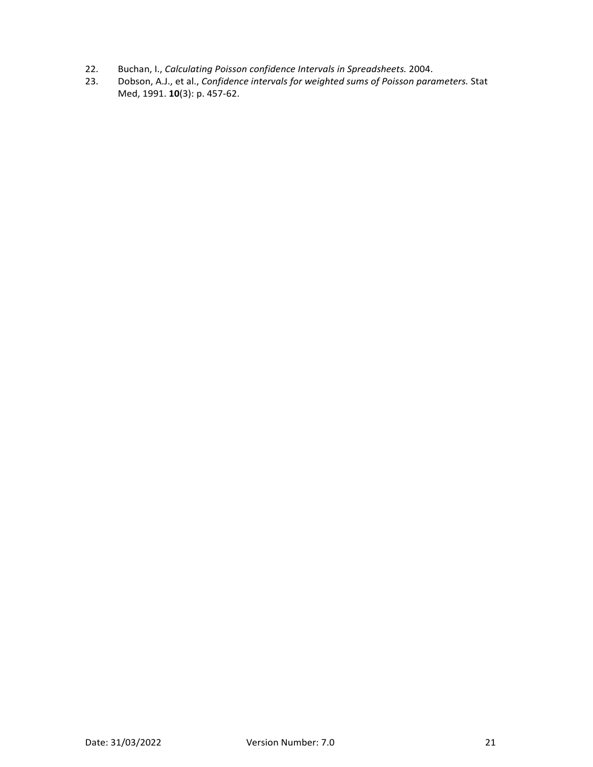22. Buchan, I., *Calculating Poisson confidence Intervals in Spreadsheets.* 2004.
23. Dobson, A.J., et al., *Confidence intervals for weighted sums of Poisson parameters.* Stat Med, 1991. **10**(3): p. 457-62.